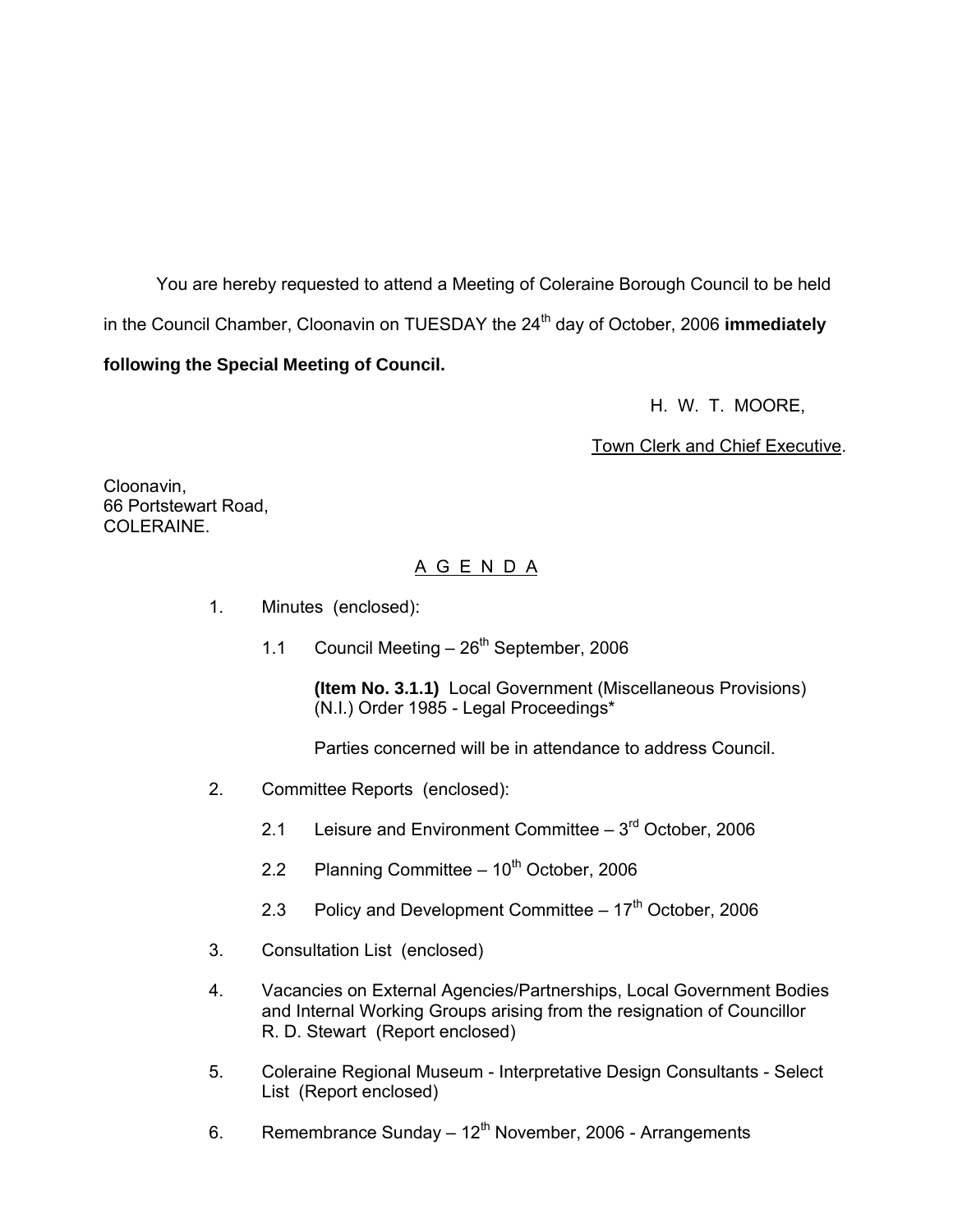You are hereby requested to attend a Meeting of Coleraine Borough Council to be held in the Council Chamber, Cloonavin on TUESDAY the 24th day of October, 2006 **immediately following the Special Meeting of Council.**

H. W. T. MOORE,

Town Clerk and Chief Executive.

Cloonavin,
66 Portstewart Road,
COLERAINE.

# A G E N D A

1. Minutes (enclosed):

   1.1 Council Meeting – 26th September, 2006

   **(Item No. 3.1.1)** Local Government (Miscellaneous Provisions) (N.I.) Order 1985 - Legal Proceedings*

   Parties concerned will be in attendance to address Council.

2. Committee Reports (enclosed):

   2.1 Leisure and Environment Committee – 3rd October, 2006

   2.2 Planning Committee – 10th October, 2006

   2.3 Policy and Development Committee – 17th October, 2006

3. Consultation List (enclosed)

4. Vacancies on External Agencies/Partnerships, Local Government Bodies and Internal Working Groups arising from the resignation of Councillor R. D. Stewart (Report enclosed)

5. Coleraine Regional Museum - Interpretative Design Consultants - Select List (Report enclosed)

6. Remembrance Sunday – 12th November, 2006 - Arrangements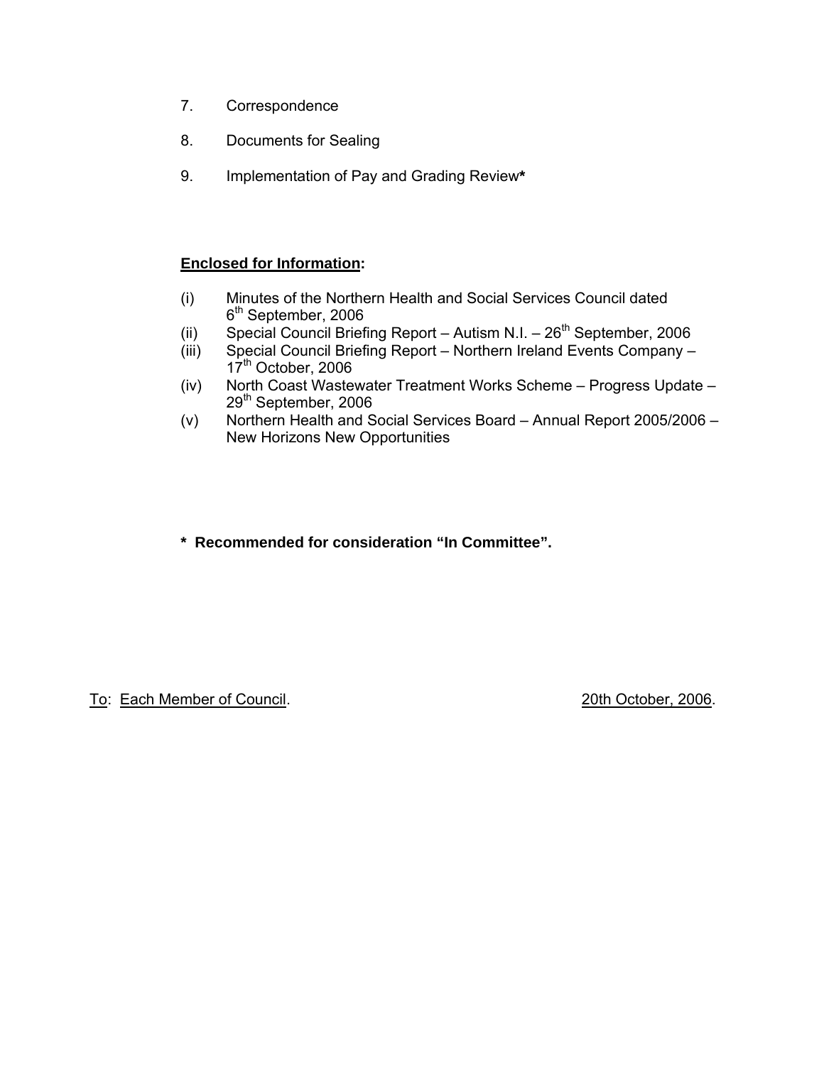7. Correspondence

8. Documents for Sealing

9. Implementation of Pay and Grading Review*

**<u>Enclosed for Information</u>:**

(i) Minutes of the Northern Health and Social Services Council dated 6th September, 2006
(ii) Special Council Briefing Report – Autism N.I. – 26th September, 2006
(iii) Special Council Briefing Report – Northern Ireland Events Company – 17th October, 2006
(iv) North Coast Wastewater Treatment Works Scheme – Progress Update – 29th September, 2006
(v) Northern Health and Social Services Board – Annual Report 2005/2006 – New Horizons New Opportunities

**\* Recommended for consideration "In Committee".**

<u>To</u>: <u>Each Member of Council</u>. <u>20th October, 2006</u>.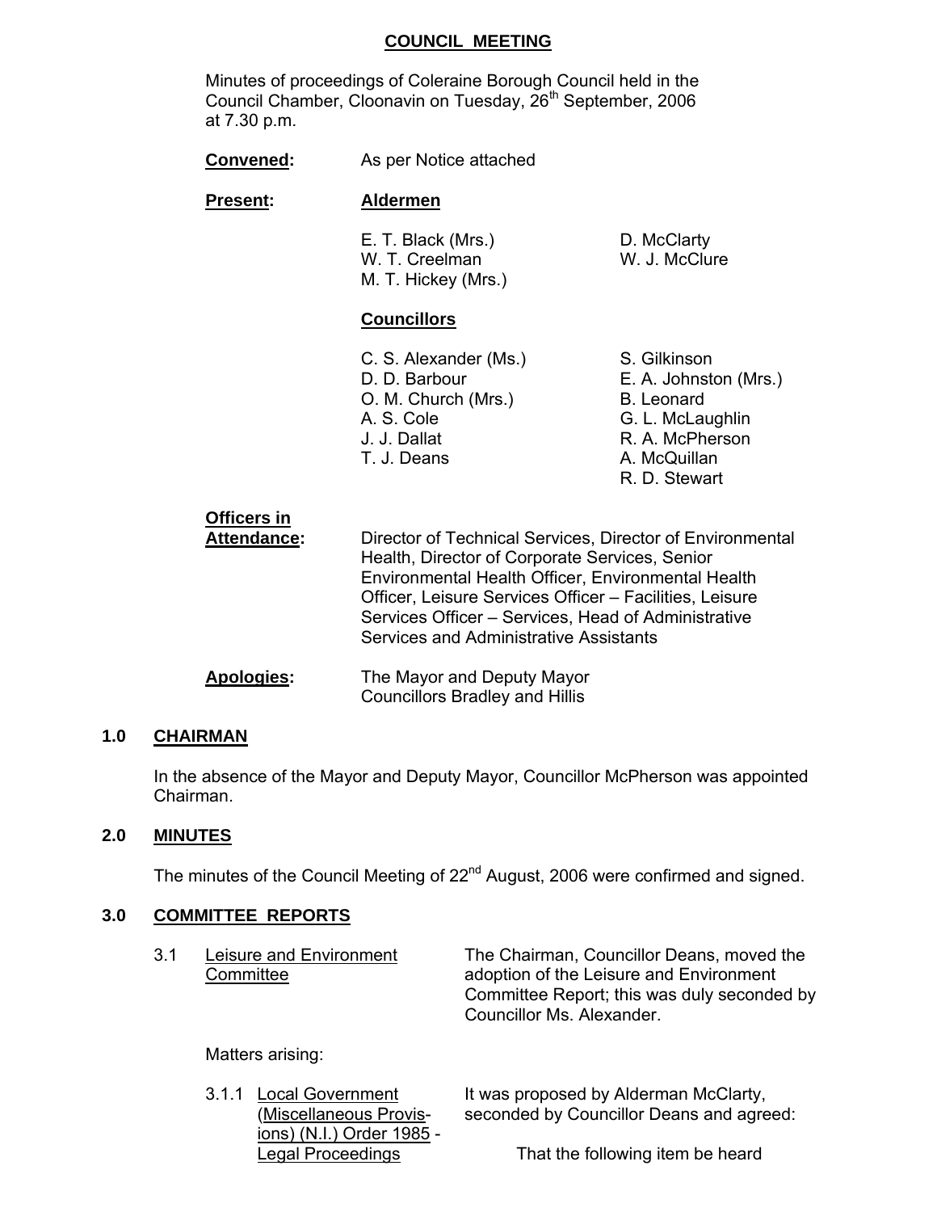# COUNCIL MEETING

Minutes of proceedings of Coleraine Borough Council held in the Council Chamber, Cloonavin on Tuesday, 26th September, 2006 at 7.30 p.m.

**Convened:** As per Notice attached

**Present:** **Aldermen**

E. T. Black (Mrs.)
W. T. Creelman
M. T. Hickey (Mrs.)
D. McClarty
W. J. McClure

**Councillors**

C. S. Alexander (Ms.)
D. D. Barbour
O. M. Church (Mrs.)
A. S. Cole
J. J. Dallat
T. J. Deans
S. Gilkinson
E. A. Johnston (Mrs.)
B. Leonard
G. L. McLaughlin
R. A. McPherson
A. McQuillan
R. D. Stewart

**Officers in Attendance:** Director of Technical Services, Director of Environmental Health, Director of Corporate Services, Senior Environmental Health Officer, Environmental Health Officer, Leisure Services Officer – Facilities, Leisure Services Officer – Services, Head of Administrative Services and Administrative Assistants

**Apologies:** The Mayor and Deputy Mayor
Councillors Bradley and Hillis

## 1.0 CHAIRMAN

In the absence of the Mayor and Deputy Mayor, Councillor McPherson was appointed Chairman.

## 2.0 MINUTES

The minutes of the Council Meeting of 22nd August, 2006 were confirmed and signed.

## 3.0 COMMITTEE REPORTS

3.1 Leisure and Environment Committee

The Chairman, Councillor Deans, moved the adoption of the Leisure and Environment Committee Report; this was duly seconded by Councillor Ms. Alexander.

Matters arising:

3.1.1 Local Government (Miscellaneous Provisions) (N.I.) Order 1985 - Legal Proceedings

It was proposed by Alderman McClarty, seconded by Councillor Deans and agreed:

That the following item be heard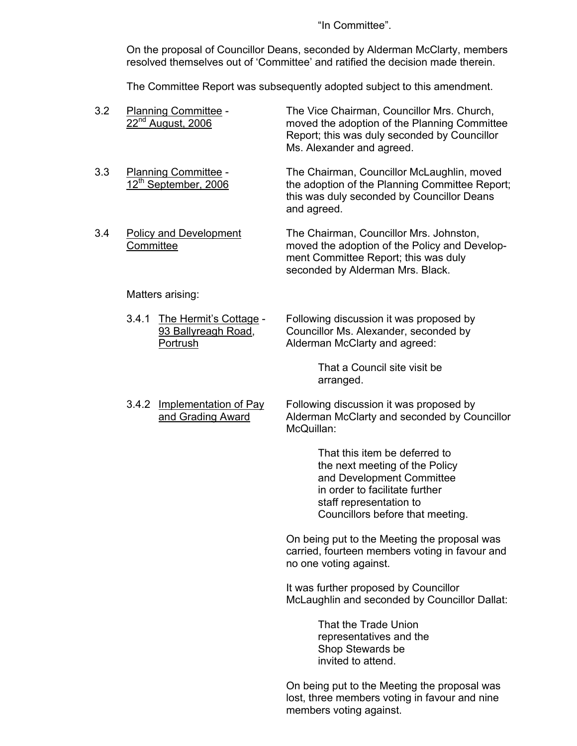"In Committee".

On the proposal of Councillor Deans, seconded by Alderman McClarty, members resolved themselves out of 'Committee' and ratified the decision made therein.

The Committee Report was subsequently adopted subject to this amendment.

3.2 Planning Committee - 22nd August, 2006

The Vice Chairman, Councillor Mrs. Church, moved the adoption of the Planning Committee Report; this was duly seconded by Councillor Ms. Alexander and agreed.

3.3 Planning Committee - 12th September, 2006

The Chairman, Councillor McLaughlin, moved the adoption of the Planning Committee Report; this was duly seconded by Councillor Deans and agreed.

3.4 Policy and Development Committee

The Chairman, Councillor Mrs. Johnston, moved the adoption of the Policy and Development Committee Report; this was duly seconded by Alderman Mrs. Black.

Matters arising:

3.4.1 The Hermit's Cottage - 93 Ballyreagh Road, Portrush

Following discussion it was proposed by Councillor Ms. Alexander, seconded by Alderman McClarty and agreed:

> That a Council site visit be arranged.

3.4.2 Implementation of Pay and Grading Award

Following discussion it was proposed by Alderman McClarty and seconded by Councillor McQuillan:

> That this item be deferred to the next meeting of the Policy and Development Committee in order to facilitate further staff representation to Councillors before that meeting.

On being put to the Meeting the proposal was carried, fourteen members voting in favour and no one voting against.

It was further proposed by Councillor McLaughlin and seconded by Councillor Dallat:

> That the Trade Union representatives and the Shop Stewards be invited to attend.

On being put to the Meeting the proposal was lost, three members voting in favour and nine members voting against.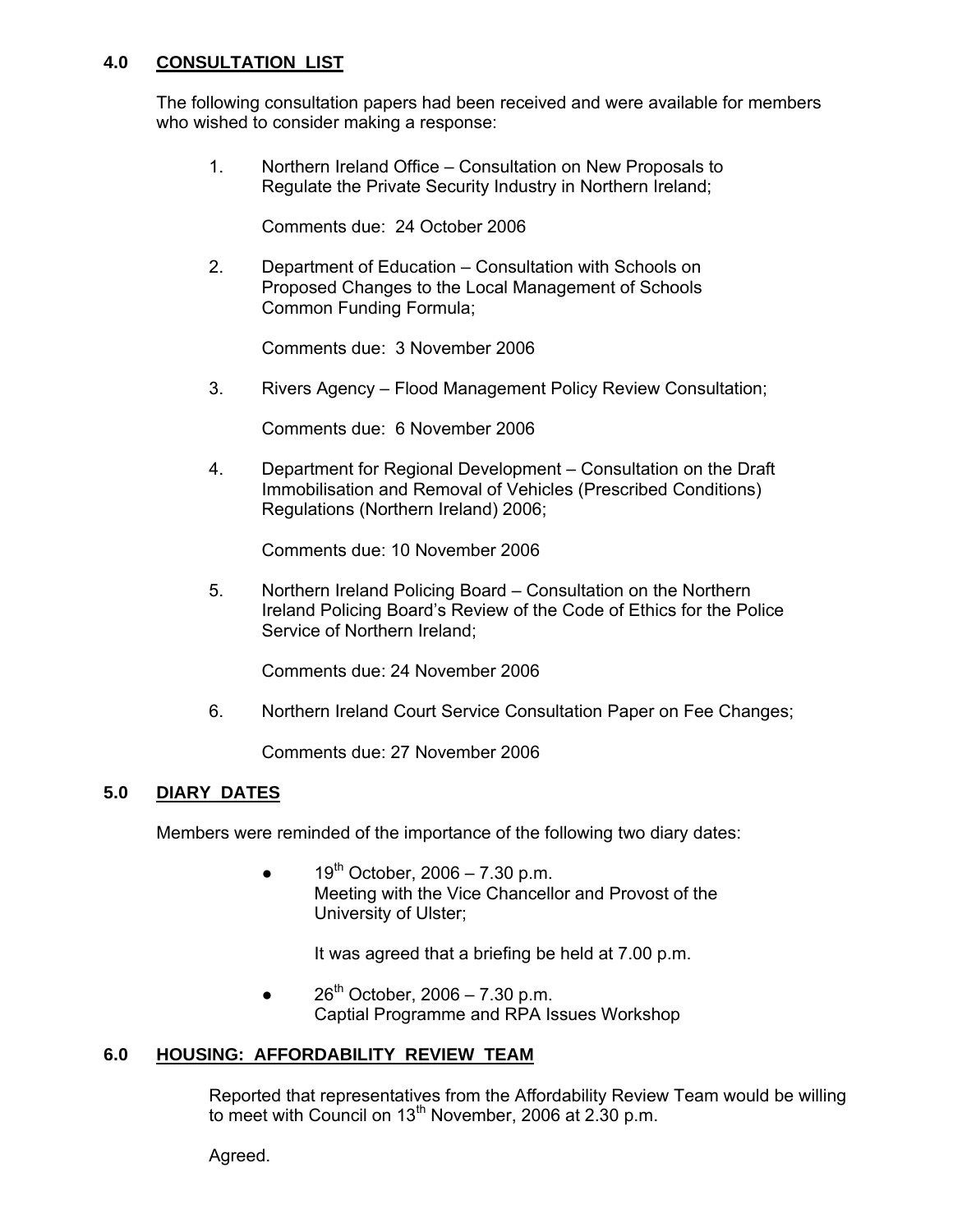## 4.0 CONSULTATION LIST

The following consultation papers had been received and were available for members who wished to consider making a response:

1. Northern Ireland Office – Consultation on New Proposals to Regulate the Private Security Industry in Northern Ireland;

   Comments due: 24 October 2006

2. Department of Education – Consultation with Schools on Proposed Changes to the Local Management of Schools Common Funding Formula;

   Comments due: 3 November 2006

3. Rivers Agency – Flood Management Policy Review Consultation;

   Comments due: 6 November 2006

4. Department for Regional Development – Consultation on the Draft Immobilisation and Removal of Vehicles (Prescribed Conditions) Regulations (Northern Ireland) 2006;

   Comments due: 10 November 2006

5. Northern Ireland Policing Board – Consultation on the Northern Ireland Policing Board's Review of the Code of Ethics for the Police Service of Northern Ireland;

   Comments due: 24 November 2006

6. Northern Ireland Court Service Consultation Paper on Fee Changes;

   Comments due: 27 November 2006

## 5.0 DIARY DATES

Members were reminded of the importance of the following two diary dates:

- 19th October, 2006 – 7.30 p.m.
  Meeting with the Vice Chancellor and Provost of the University of Ulster;

  It was agreed that a briefing be held at 7.00 p.m.

- 26th October, 2006 – 7.30 p.m.
  Captial Programme and RPA Issues Workshop

## 6.0 HOUSING: AFFORDABILITY REVIEW TEAM

Reported that representatives from the Affordability Review Team would be willing to meet with Council on 13th November, 2006 at 2.30 p.m.

Agreed.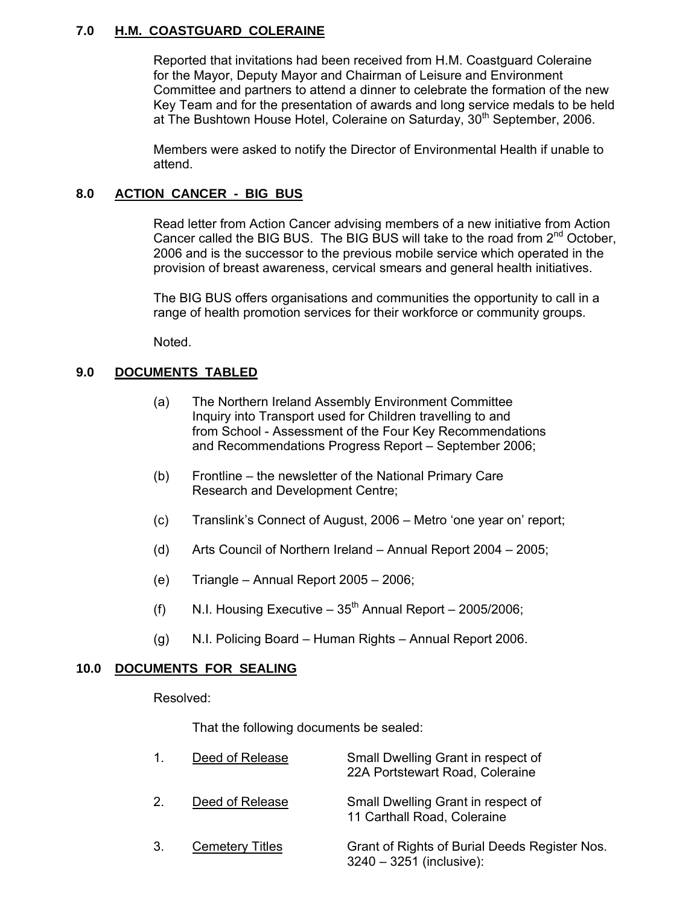## 7.0 H.M. COASTGUARD COLERAINE

Reported that invitations had been received from H.M. Coastguard Coleraine for the Mayor, Deputy Mayor and Chairman of Leisure and Environment Committee and partners to attend a dinner to celebrate the formation of the new Key Team and for the presentation of awards and long service medals to be held at The Bushtown House Hotel, Coleraine on Saturday, 30th September, 2006.

Members were asked to notify the Director of Environmental Health if unable to attend.

## 8.0 ACTION CANCER - BIG BUS

Read letter from Action Cancer advising members of a new initiative from Action Cancer called the BIG BUS. The BIG BUS will take to the road from 2nd October, 2006 and is the successor to the previous mobile service which operated in the provision of breast awareness, cervical smears and general health initiatives.

The BIG BUS offers organisations and communities the opportunity to call in a range of health promotion services for their workforce or community groups.

Noted.

## 9.0 DOCUMENTS TABLED

(a) The Northern Ireland Assembly Environment Committee Inquiry into Transport used for Children travelling to and from School - Assessment of the Four Key Recommendations and Recommendations Progress Report – September 2006;

(b) Frontline – the newsletter of the National Primary Care Research and Development Centre;

(c) Translink's Connect of August, 2006 – Metro 'one year on' report;

(d) Arts Council of Northern Ireland – Annual Report 2004 – 2005;

(e) Triangle – Annual Report 2005 – 2006;

(f) N.I. Housing Executive – 35th Annual Report – 2005/2006;

(g) N.I. Policing Board – Human Rights – Annual Report 2006.

## 10.0 DOCUMENTS FOR SEALING

Resolved:

That the following documents be sealed:

1. Deed of Release — Small Dwelling Grant in respect of 22A Portstewart Road, Coleraine

2. Deed of Release — Small Dwelling Grant in respect of 11 Carthall Road, Coleraine

3. Cemetery Titles — Grant of Rights of Burial Deeds Register Nos. 3240 – 3251 (inclusive):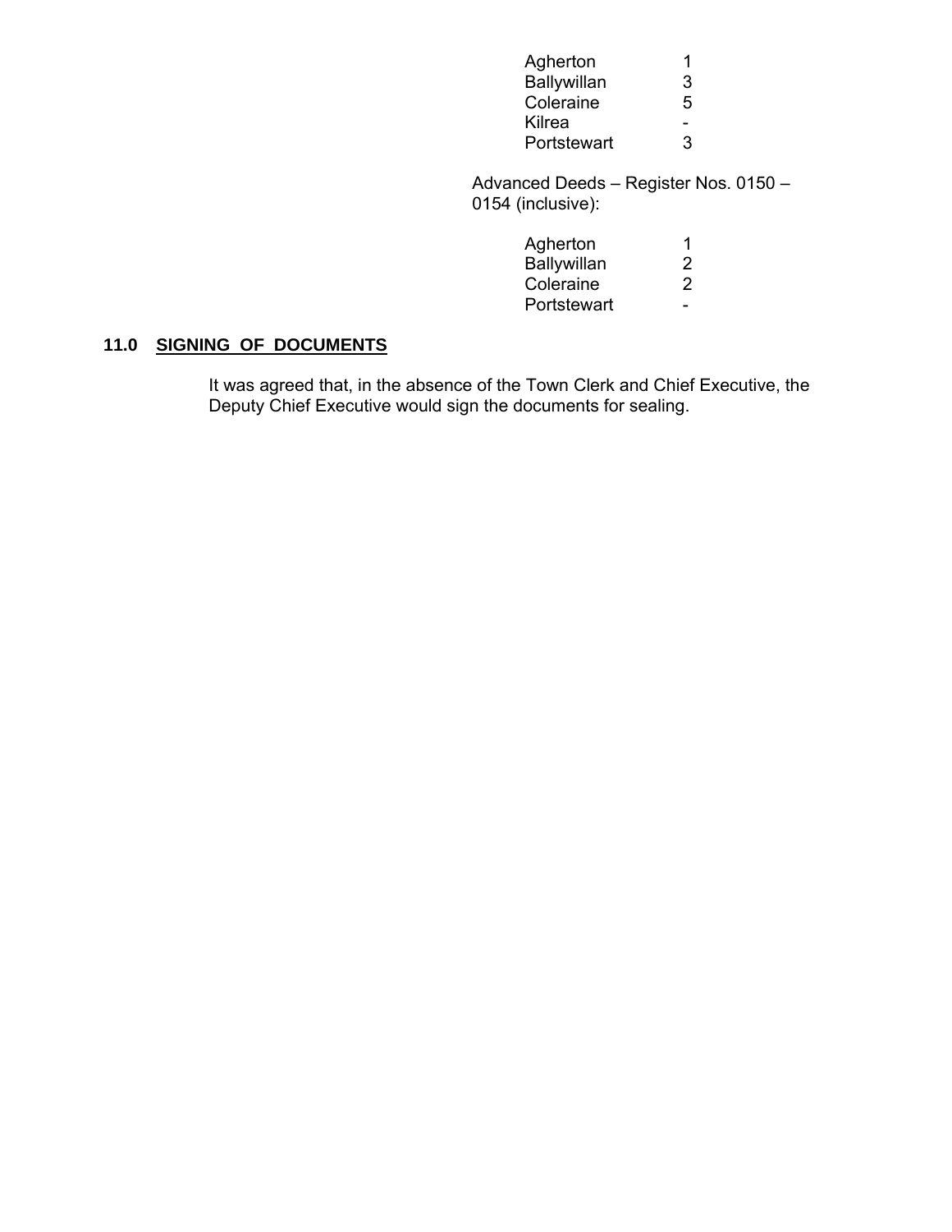| | |
|---|---|
| Agherton | 1 |
| Ballywillan | 3 |
| Coleraine | 5 |
| Kilrea | - |
| Portstewart | 3 |

Advanced Deeds – Register Nos. 0150 – 0154 (inclusive):

| | |
|---|---|
| Agherton | 1 |
| Ballywillan | 2 |
| Coleraine | 2 |
| Portstewart | - |

## 11.0 SIGNING OF DOCUMENTS

It was agreed that, in the absence of the Town Clerk and Chief Executive, the Deputy Chief Executive would sign the documents for sealing.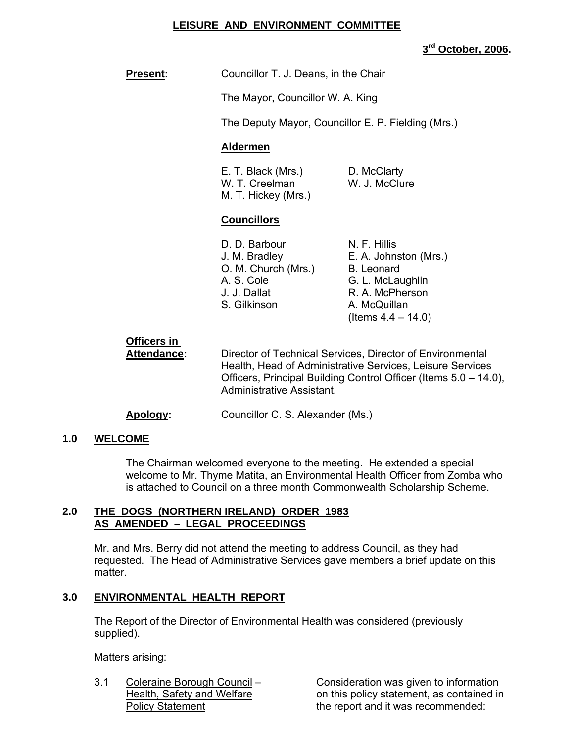# LEISURE AND ENVIRONMENT COMMITTEE

**3rd October, 2006.**

**Present:** Councillor T. J. Deans, in the Chair

The Mayor, Councillor W. A. King

The Deputy Mayor, Councillor E. P. Fielding (Mrs.)

**Aldermen**

E. T. Black (Mrs.)
W. T. Creelman
M. T. Hickey (Mrs.)
D. McClarty
W. J. McClure

**Councillors**

D. D. Barbour
J. M. Bradley
O. M. Church (Mrs.)
A. S. Cole
J. J. Dallat
S. Gilkinson
N. F. Hillis
E. A. Johnston (Mrs.)
B. Leonard
G. L. McLaughlin
R. A. McPherson
A. McQuillan (Items 4.4 – 14.0)

**Officers in Attendance:** Director of Technical Services, Director of Environmental Health, Head of Administrative Services, Leisure Services Officers, Principal Building Control Officer (Items 5.0 – 14.0), Administrative Assistant.

**Apology:** Councillor C. S. Alexander (Ms.)

## 1.0 WELCOME

The Chairman welcomed everyone to the meeting. He extended a special welcome to Mr. Thyme Matita, an Environmental Health Officer from Zomba who is attached to Council on a three month Commonwealth Scholarship Scheme.

## 2.0 THE DOGS (NORTHERN IRELAND) ORDER 1983 AS AMENDED – LEGAL PROCEEDINGS

Mr. and Mrs. Berry did not attend the meeting to address Council, as they had requested. The Head of Administrative Services gave members a brief update on this matter.

## 3.0 ENVIRONMENTAL HEALTH REPORT

The Report of the Director of Environmental Health was considered (previously supplied).

Matters arising:

3.1 Coleraine Borough Council – Health, Safety and Welfare Policy Statement

Consideration was given to information on this policy statement, as contained in the report and it was recommended: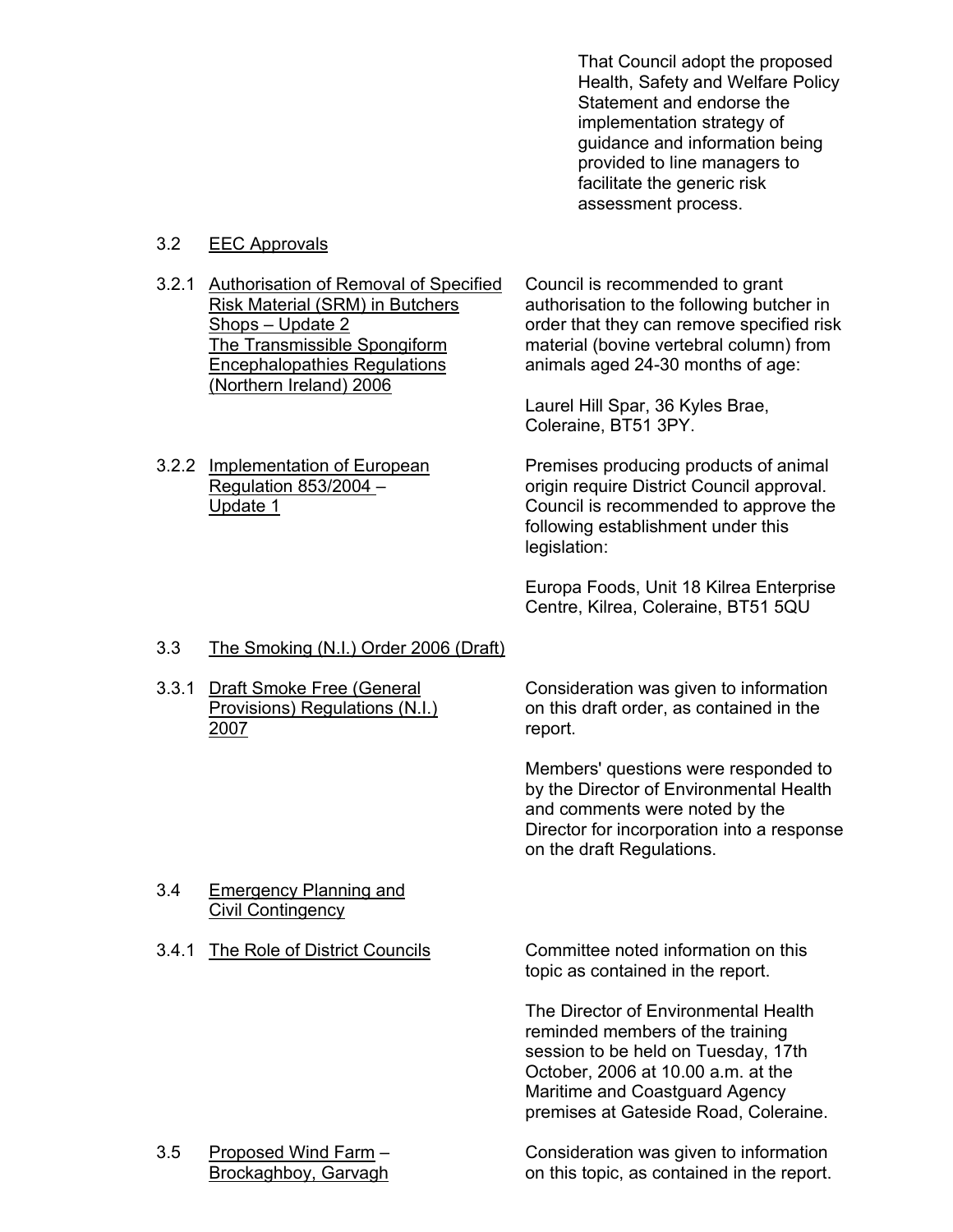That Council adopt the proposed Health, Safety and Welfare Policy Statement and endorse the implementation strategy of guidance and information being provided to line managers to facilitate the generic risk assessment process.

3.2 EEC Approvals

3.2.1 Authorisation of Removal of Specified Risk Material (SRM) in Butchers Shops – Update 2 The Transmissible Spongiform Encephalopathies Regulations (Northern Ireland) 2006

Council is recommended to grant authorisation to the following butcher in order that they can remove specified risk material (bovine vertebral column) from animals aged 24-30 months of age:

Laurel Hill Spar, 36 Kyles Brae, Coleraine, BT51 3PY.

3.2.2 Implementation of European Regulation 853/2004 – Update 1

Premises producing products of animal origin require District Council approval. Council is recommended to approve the following establishment under this legislation:

Europa Foods, Unit 18 Kilrea Enterprise Centre, Kilrea, Coleraine, BT51 5QU

3.3 The Smoking (N.I.) Order 2006 (Draft)

3.3.1 Draft Smoke Free (General Provisions) Regulations (N.I.) 2007

Consideration was given to information on this draft order, as contained in the report.

Members' questions were responded to by the Director of Environmental Health and comments were noted by the Director for incorporation into a response on the draft Regulations.

3.4 Emergency Planning and Civil Contingency

3.4.1 The Role of District Councils

Committee noted information on this topic as contained in the report.

The Director of Environmental Health reminded members of the training session to be held on Tuesday, 17th October, 2006 at 10.00 a.m. at the Maritime and Coastguard Agency premises at Gateside Road, Coleraine.

3.5 Proposed Wind Farm – Brockaghboy, Garvagh

Consideration was given to information on this topic, as contained in the report.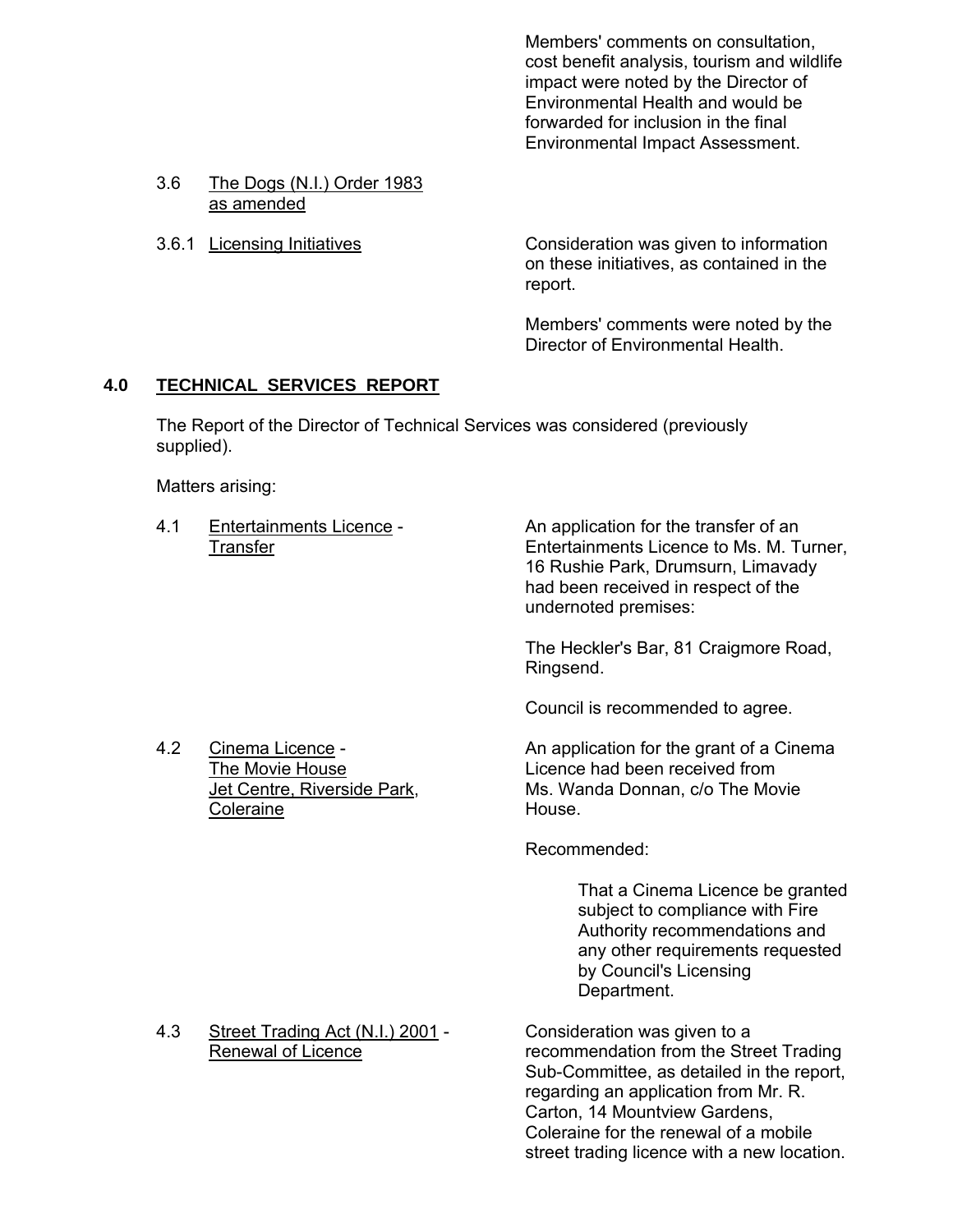Members' comments on consultation, cost benefit analysis, tourism and wildlife impact were noted by the Director of Environmental Health and would be forwarded for inclusion in the final Environmental Impact Assessment.

3.6 The Dogs (N.I.) Order 1983 as amended

3.6.1 Licensing Initiatives

Consideration was given to information on these initiatives, as contained in the report.

Members' comments were noted by the Director of Environmental Health.

## 4.0 TECHNICAL SERVICES REPORT

The Report of the Director of Technical Services was considered (previously supplied).

Matters arising:

4.1 Entertainments Licence - Transfer

An application for the transfer of an Entertainments Licence to Ms. M. Turner, 16 Rushie Park, Drumsurn, Limavady had been received in respect of the undernoted premises:

The Heckler's Bar, 81 Craigmore Road, Ringsend.

Council is recommended to agree.

4.2 Cinema Licence - The Movie House Jet Centre, Riverside Park, Coleraine

An application for the grant of a Cinema Licence had been received from Ms. Wanda Donnan, c/o The Movie House.

Recommended:

> That a Cinema Licence be granted subject to compliance with Fire Authority recommendations and any other requirements requested by Council's Licensing Department.

4.3 Street Trading Act (N.I.) 2001 - Renewal of Licence

Consideration was given to a recommendation from the Street Trading Sub-Committee, as detailed in the report, regarding an application from Mr. R. Carton, 14 Mountview Gardens, Coleraine for the renewal of a mobile street trading licence with a new location.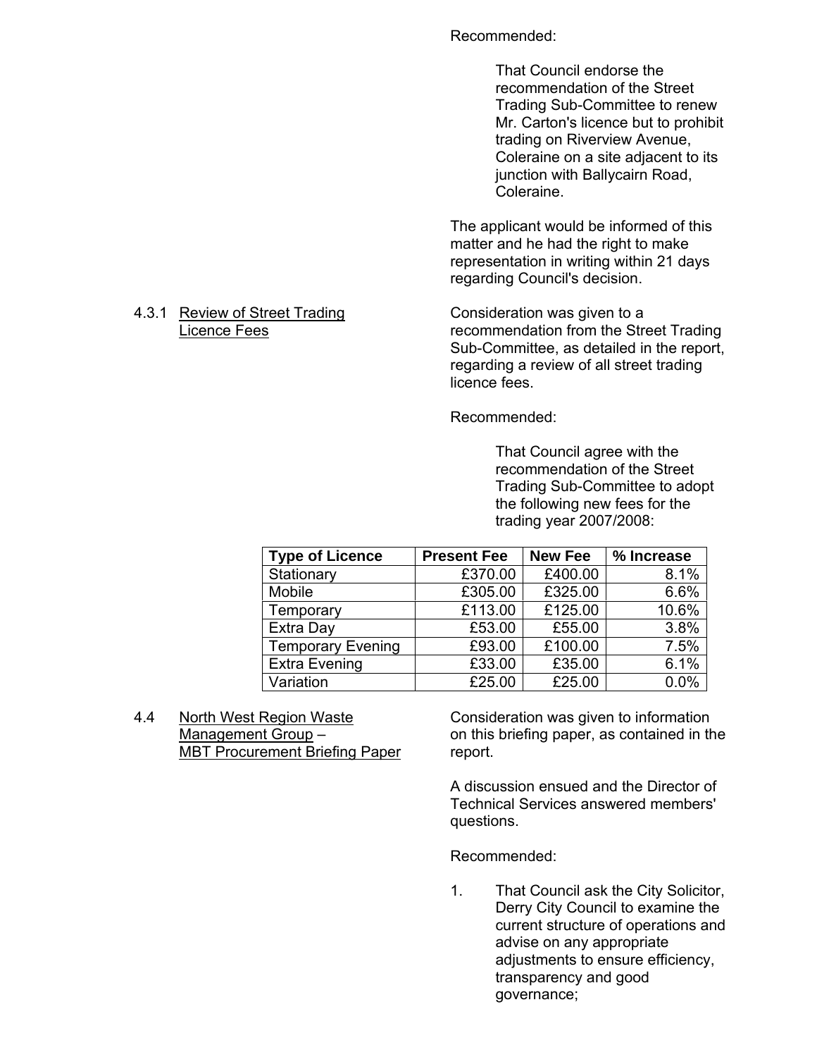Recommended:

> That Council endorse the recommendation of the Street Trading Sub-Committee to renew Mr. Carton's licence but to prohibit trading on Riverview Avenue, Coleraine on a site adjacent to its junction with Ballycairn Road, Coleraine.

The applicant would be informed of this matter and he had the right to make representation in writing within 21 days regarding Council's decision.

4.3.1 Review of Street Trading Licence Fees

Consideration was given to a recommendation from the Street Trading Sub-Committee, as detailed in the report, regarding a review of all street trading licence fees.

Recommended:

> That Council agree with the recommendation of the Street Trading Sub-Committee to adopt the following new fees for the trading year 2007/2008:

| Type of Licence | Present Fee | New Fee | % Increase |
|---|---|---|---|
| Stationary | £370.00 | £400.00 | 8.1% |
| Mobile | £305.00 | £325.00 | 6.6% |
| Temporary | £113.00 | £125.00 | 10.6% |
| Extra Day | £53.00 | £55.00 | 3.8% |
| Temporary Evening | £93.00 | £100.00 | 7.5% |
| Extra Evening | £33.00 | £35.00 | 6.1% |
| Variation | £25.00 | £25.00 | 0.0% |

4.4 North West Region Waste Management Group – MBT Procurement Briefing Paper

Consideration was given to information on this briefing paper, as contained in the report.

A discussion ensued and the Director of Technical Services answered members' questions.

Recommended:

1. That Council ask the City Solicitor, Derry City Council to examine the current structure of operations and advise on any appropriate adjustments to ensure efficiency, transparency and good governance;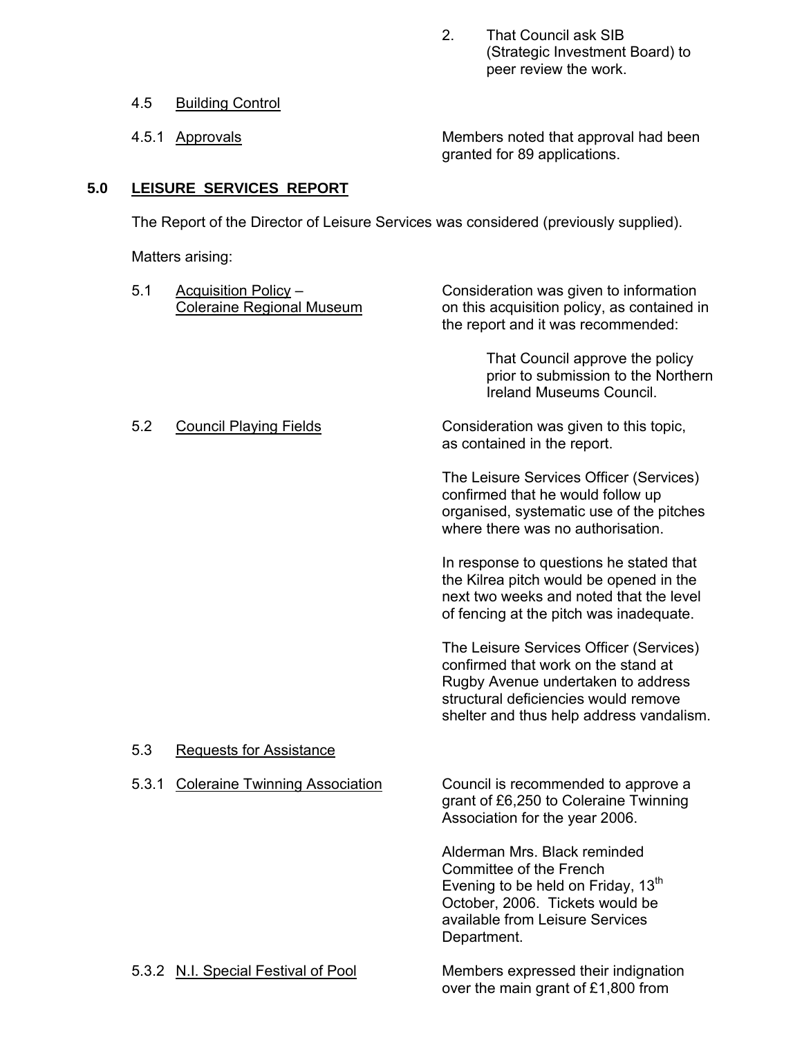2. That Council ask SIB (Strategic Investment Board) to peer review the work.

4.5 Building Control

4.5.1 Approvals

Members noted that approval had been granted for 89 applications.

## 5.0 LEISURE SERVICES REPORT

The Report of the Director of Leisure Services was considered (previously supplied).

Matters arising:

5.1 Acquisition Policy – Coleraine Regional Museum

Consideration was given to information on this acquisition policy, as contained in the report and it was recommended:

That Council approve the policy prior to submission to the Northern Ireland Museums Council.

5.2 Council Playing Fields

Consideration was given to this topic, as contained in the report.

The Leisure Services Officer (Services) confirmed that he would follow up organised, systematic use of the pitches where there was no authorisation.

In response to questions he stated that the Kilrea pitch would be opened in the next two weeks and noted that the level of fencing at the pitch was inadequate.

The Leisure Services Officer (Services) confirmed that work on the stand at Rugby Avenue undertaken to address structural deficiencies would remove shelter and thus help address vandalism.

5.3 Requests for Assistance

5.3.1 Coleraine Twinning Association

Council is recommended to approve a grant of £6,250 to Coleraine Twinning Association for the year 2006.

Alderman Mrs. Black reminded Committee of the French Evening to be held on Friday, 13th October, 2006. Tickets would be available from Leisure Services Department.

5.3.2 N.I. Special Festival of Pool

Members expressed their indignation over the main grant of £1,800 from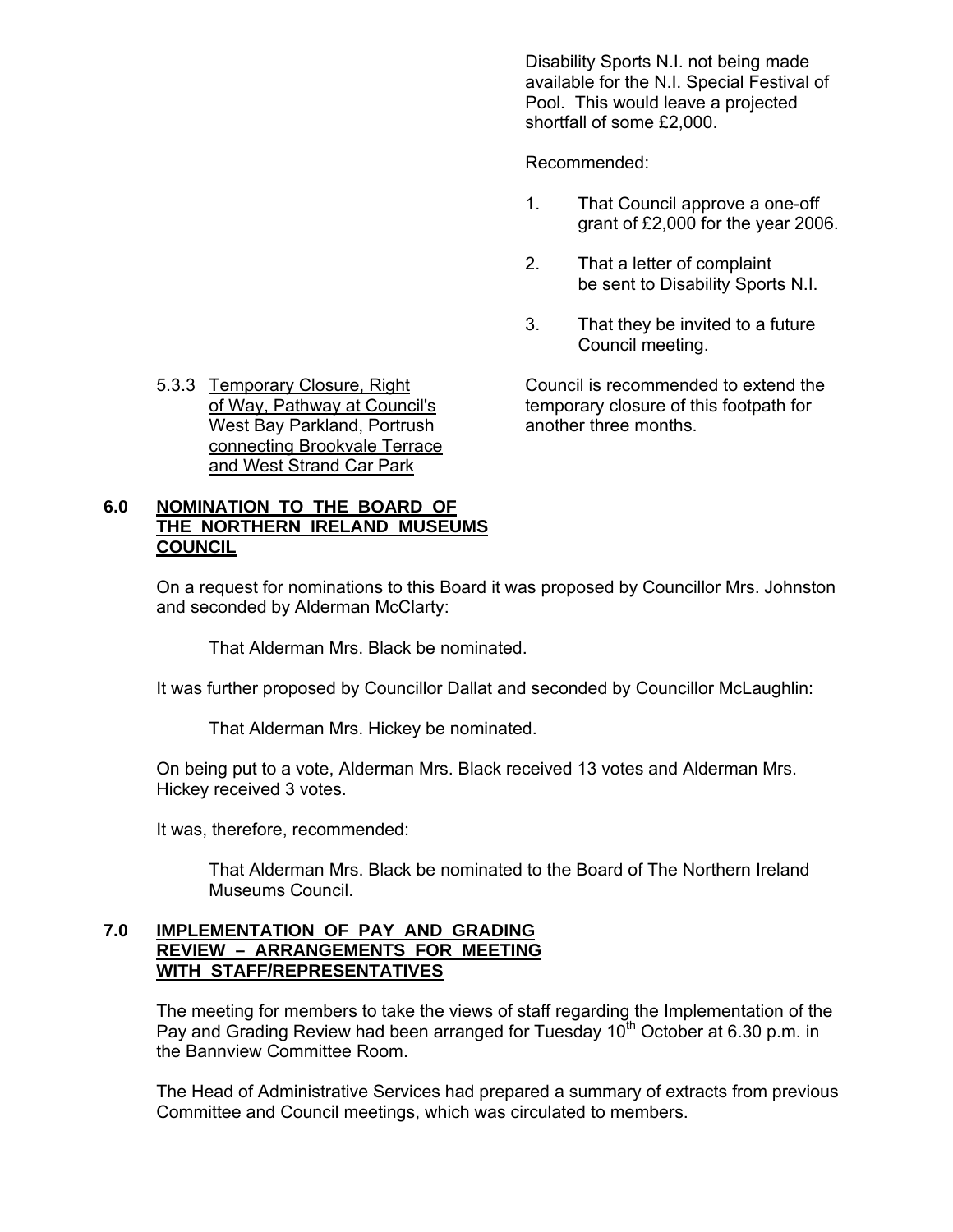Disability Sports N.I. not being made available for the N.I. Special Festival of Pool. This would leave a projected shortfall of some £2,000.

Recommended:

1. That Council approve a one-off grant of £2,000 for the year 2006.

2. That a letter of complaint be sent to Disability Sports N.I.

3. That they be invited to a future Council meeting.

5.3.3 Temporary Closure, Right of Way, Pathway at Council's West Bay Parkland, Portrush connecting Brookvale Terrace and West Strand Car Park

Council is recommended to extend the temporary closure of this footpath for another three months.

## 6.0 NOMINATION TO THE BOARD OF THE NORTHERN IRELAND MUSEUMS COUNCIL

On a request for nominations to this Board it was proposed by Councillor Mrs. Johnston and seconded by Alderman McClarty:

That Alderman Mrs. Black be nominated.

It was further proposed by Councillor Dallat and seconded by Councillor McLaughlin:

That Alderman Mrs. Hickey be nominated.

On being put to a vote, Alderman Mrs. Black received 13 votes and Alderman Mrs. Hickey received 3 votes.

It was, therefore, recommended:

That Alderman Mrs. Black be nominated to the Board of The Northern Ireland Museums Council.

## 7.0 IMPLEMENTATION OF PAY AND GRADING REVIEW – ARRANGEMENTS FOR MEETING WITH STAFF/REPRESENTATIVES

The meeting for members to take the views of staff regarding the Implementation of the Pay and Grading Review had been arranged for Tuesday 10th October at 6.30 p.m. in the Bannview Committee Room.

The Head of Administrative Services had prepared a summary of extracts from previous Committee and Council meetings, which was circulated to members.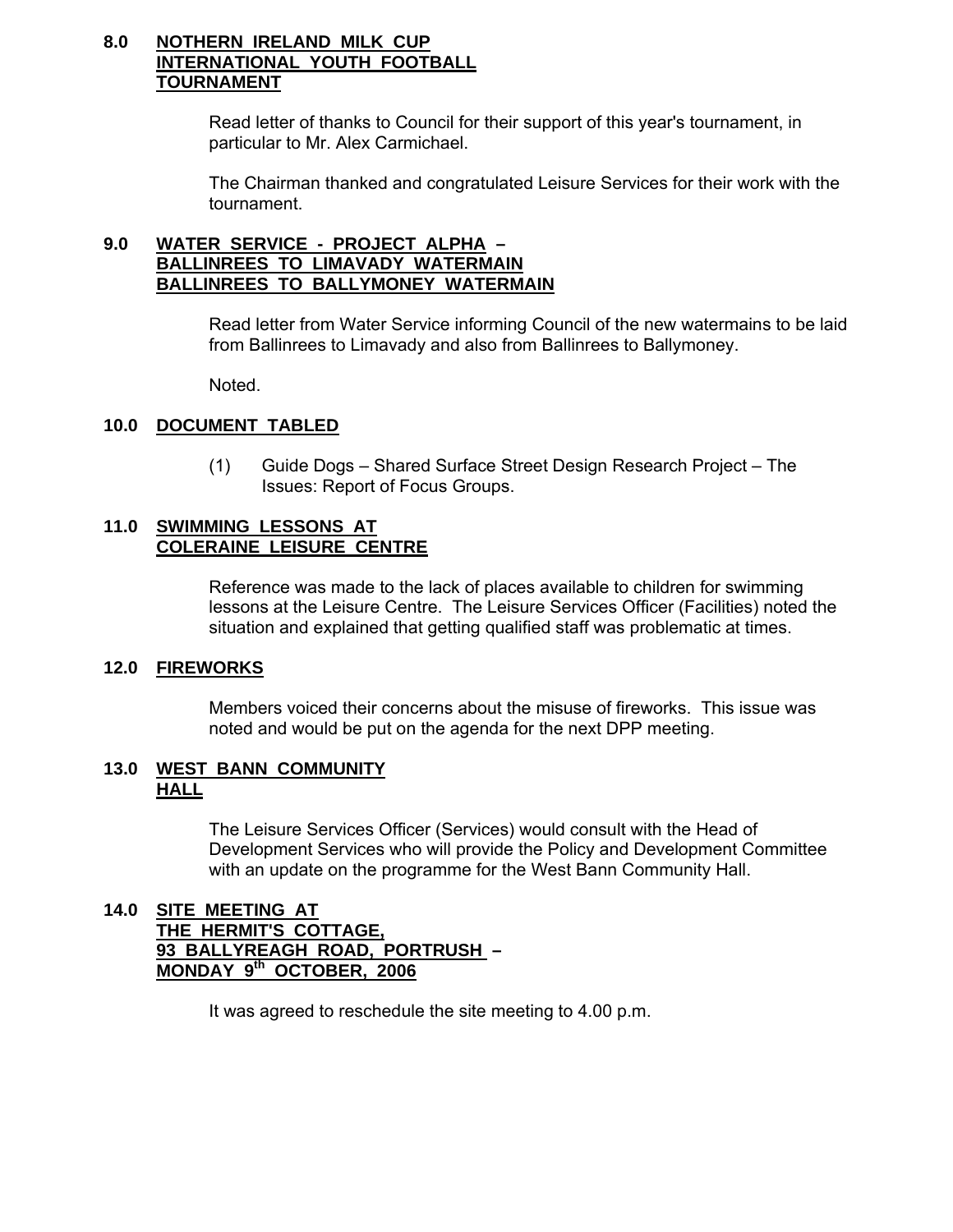## 8.0 NOTHERN IRELAND MILK CUP INTERNATIONAL YOUTH FOOTBALL TOURNAMENT

Read letter of thanks to Council for their support of this year's tournament, in particular to Mr. Alex Carmichael.

The Chairman thanked and congratulated Leisure Services for their work with the tournament.

## 9.0 WATER SERVICE - PROJECT ALPHA – BALLINREES TO LIMAVADY WATERMAIN BALLINREES TO BALLYMONEY WATERMAIN

Read letter from Water Service informing Council of the new watermains to be laid from Ballinrees to Limavady and also from Ballinrees to Ballymoney.

Noted.

## 10.0 DOCUMENT TABLED

(1) Guide Dogs – Shared Surface Street Design Research Project – The Issues: Report of Focus Groups.

## 11.0 SWIMMING LESSONS AT COLERAINE LEISURE CENTRE

Reference was made to the lack of places available to children for swimming lessons at the Leisure Centre. The Leisure Services Officer (Facilities) noted the situation and explained that getting qualified staff was problematic at times.

## 12.0 FIREWORKS

Members voiced their concerns about the misuse of fireworks. This issue was noted and would be put on the agenda for the next DPP meeting.

## 13.0 WEST BANN COMMUNITY HALL

The Leisure Services Officer (Services) would consult with the Head of Development Services who will provide the Policy and Development Committee with an update on the programme for the West Bann Community Hall.

## 14.0 SITE MEETING AT THE HERMIT'S COTTAGE, 93 BALLYREAGH ROAD, PORTRUSH – MONDAY 9th OCTOBER, 2006

It was agreed to reschedule the site meeting to 4.00 p.m.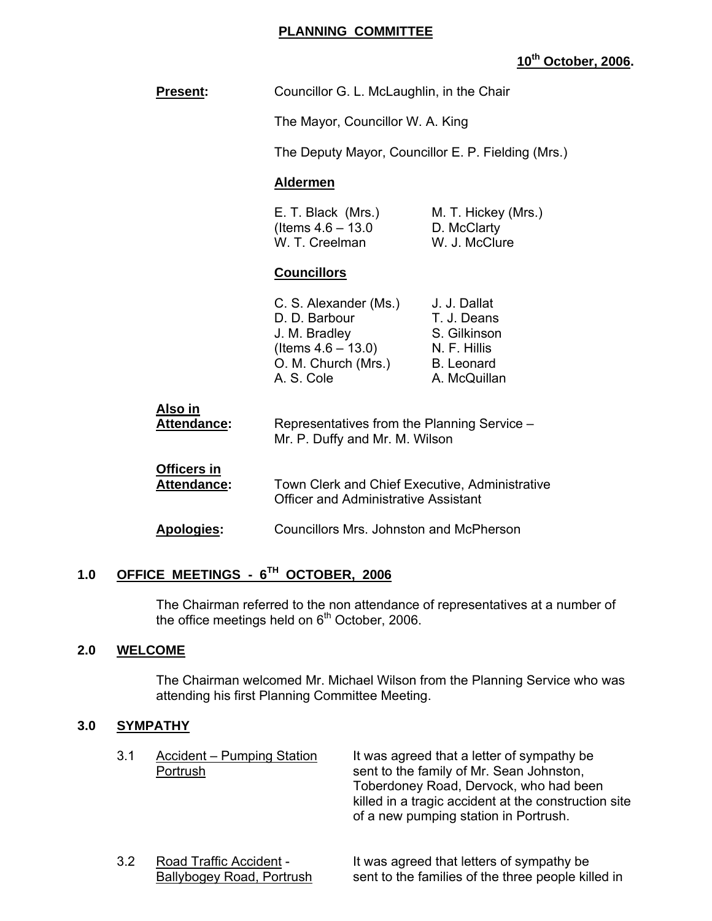# PLANNING COMMITTEE

**10th October, 2006.**

**Present:** Councillor G. L. McLaughlin, in the Chair

The Mayor, Councillor W. A. King

The Deputy Mayor, Councillor E. P. Fielding (Mrs.)

**Aldermen**

| | |
|---|---|
| E. T. Black (Mrs.) (Items 4.6 – 13.0 | M. T. Hickey (Mrs.) |
| | D. McClarty |
| W. T. Creelman | W. J. McClure |

**Councillors**

| | |
|---|---|
| C. S. Alexander (Ms.) | J. J. Dallat |
| D. D. Barbour | T. J. Deans |
| J. M. Bradley (Items 4.6 – 13.0) | S. Gilkinson |
| | N. F. Hillis |
| O. M. Church (Mrs.) | B. Leonard |
| A. S. Cole | A. McQuillan |

**Also in Attendance:** Representatives from the Planning Service – Mr. P. Duffy and Mr. M. Wilson

**Officers in Attendance:** Town Clerk and Chief Executive, Administrative Officer and Administrative Assistant

**Apologies:** Councillors Mrs. Johnston and McPherson

## 1.0 OFFICE MEETINGS - 6TH OCTOBER, 2006

The Chairman referred to the non attendance of representatives at a number of the office meetings held on 6th October, 2006.

## 2.0 WELCOME

The Chairman welcomed Mr. Michael Wilson from the Planning Service who was attending his first Planning Committee Meeting.

## 3.0 SYMPATHY

3.1 Accident – Pumping Station Portrush — It was agreed that a letter of sympathy be sent to the family of Mr. Sean Johnston, Toberdoney Road, Dervock, who had been killed in a tragic accident at the construction site of a new pumping station in Portrush.

3.2 Road Traffic Accident - Ballybogey Road, Portrush — It was agreed that letters of sympathy be sent to the families of the three people killed in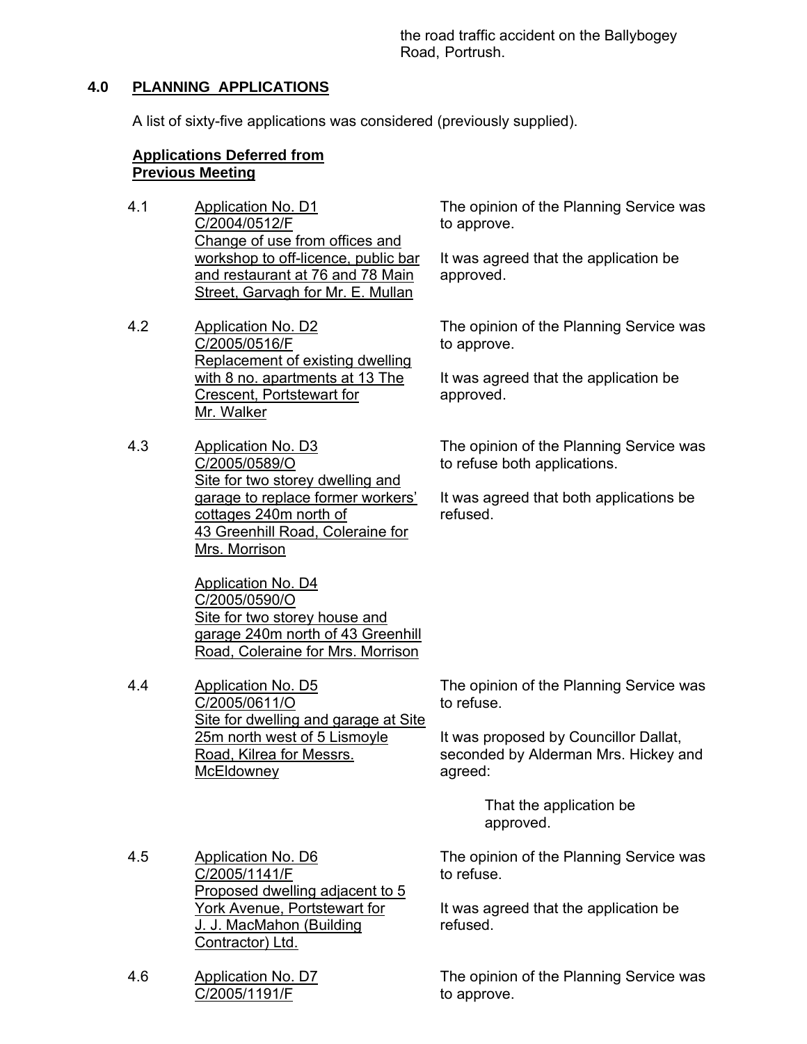the road traffic accident on the Ballybogey Road, Portrush.

## 4.0 PLANNING APPLICATIONS

A list of sixty-five applications was considered (previously supplied).

**Applications Deferred from Previous Meeting**

4.1 Application No. D1
C/2004/0512/F
Change of use from offices and workshop to off-licence, public bar and restaurant at 76 and 78 Main Street, Garvagh for Mr. E. Mullan

The opinion of the Planning Service was to approve.

It was agreed that the application be approved.

4.2 Application No. D2
C/2005/0516/F
Replacement of existing dwelling with 8 no. apartments at 13 The Crescent, Portstewart for Mr. Walker

The opinion of the Planning Service was to approve.

It was agreed that the application be approved.

4.3 Application No. D3
C/2005/0589/O
Site for two storey dwelling and garage to replace former workers' cottages 240m north of 43 Greenhill Road, Coleraine for Mrs. Morrison

Application No. D4
C/2005/0590/O
Site for two storey house and garage 240m north of 43 Greenhill Road, Coleraine for Mrs. Morrison

The opinion of the Planning Service was to refuse both applications.

It was agreed that both applications be refused.

4.4 Application No. D5
C/2005/0611/O
Site for dwelling and garage at Site 25m north west of 5 Lismoyle Road, Kilrea for Messrs. McEldowney

The opinion of the Planning Service was to refuse.

It was proposed by Councillor Dallat, seconded by Alderman Mrs. Hickey and agreed:

> That the application be approved.

4.5 Application No. D6
C/2005/1141/F
Proposed dwelling adjacent to 5 York Avenue, Portstewart for J. J. MacMahon (Building Contractor) Ltd.

The opinion of the Planning Service was to refuse.

It was agreed that the application be refused.

4.6 Application No. D7
C/2005/1191/F

The opinion of the Planning Service was to approve.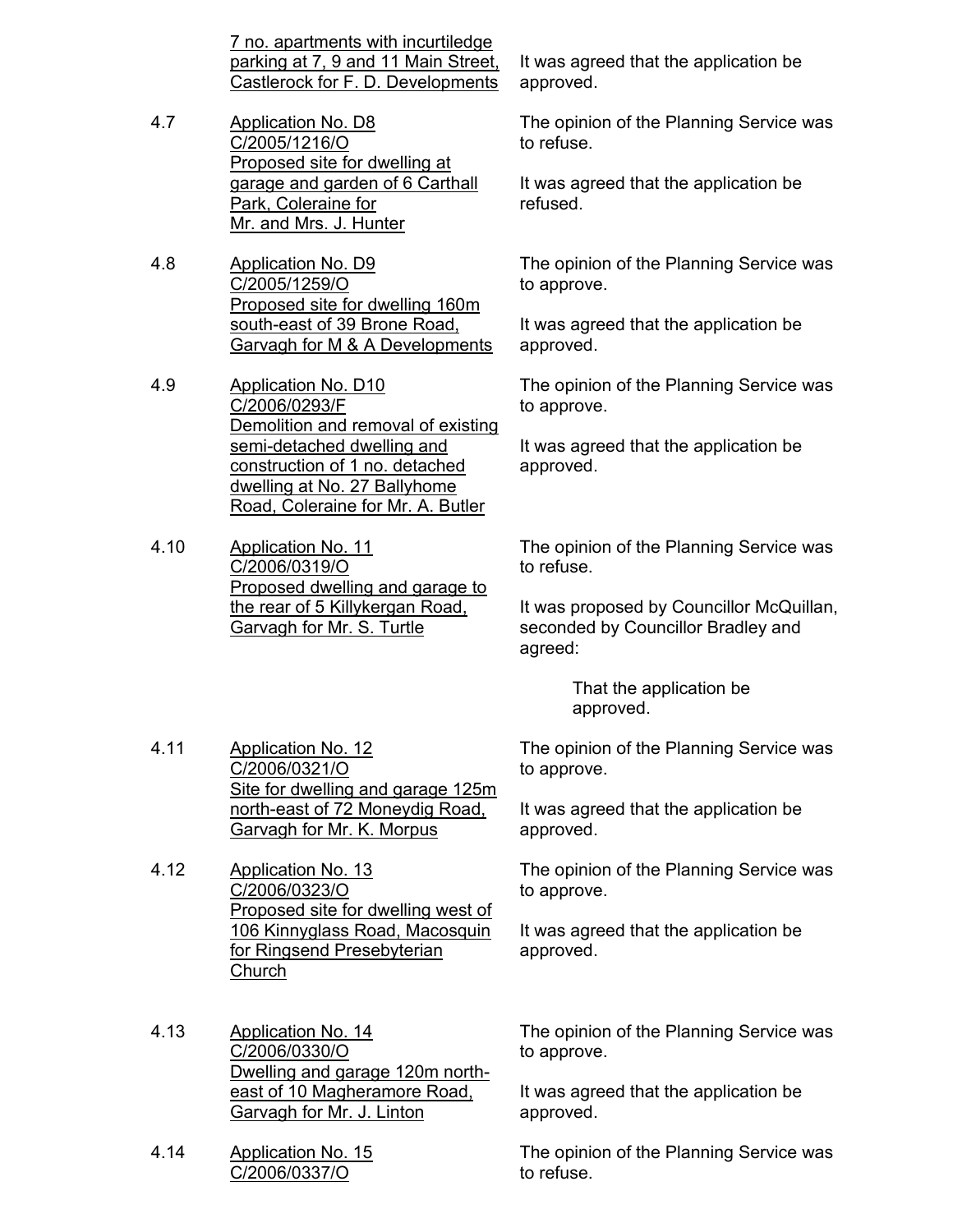| | | |
|---|---|---|
| | <u>7 no. apartments with incurtiledge parking at 7, 9 and 11 Main Street, Castlerock for F. D. Developments</u> | It was agreed that the application be approved. |
| 4.7 | <u>Application No. D8</u><br><u>C/2005/1216/O</u><br><u>Proposed site for dwelling at garage and garden of 6 Carthall Park, Coleraine for Mr. and Mrs. J. Hunter</u> | The opinion of the Planning Service was to refuse.<br><br>It was agreed that the application be refused. |
| 4.8 | <u>Application No. D9</u><br><u>C/2005/1259/O</u><br><u>Proposed site for dwelling 160m south-east of 39 Brone Road, Garvagh for M & A Developments</u> | The opinion of the Planning Service was to approve.<br><br>It was agreed that the application be approved. |
| 4.9 | <u>Application No. D10</u><br><u>C/2006/0293/F</u><br><u>Demolition and removal of existing semi-detached dwelling and construction of 1 no. detached dwelling at No. 27 Ballyhome Road, Coleraine for Mr. A. Butler</u> | The opinion of the Planning Service was to approve.<br><br>It was agreed that the application be approved. |
| 4.10 | <u>Application No. 11</u><br><u>C/2006/0319/O</u><br><u>Proposed dwelling and garage to the rear of 5 Killykergan Road, Garvagh for Mr. S. Turtle</u> | The opinion of the Planning Service was to refuse.<br><br>It was proposed by Councillor McQuillan, seconded by Councillor Bradley and agreed:<br><br>That the application be approved. |
| 4.11 | <u>Application No. 12</u><br><u>C/2006/0321/O</u><br><u>Site for dwelling and garage 125m north-east of 72 Moneydig Road, Garvagh for Mr. K. Morpus</u> | The opinion of the Planning Service was to approve.<br><br>It was agreed that the application be approved. |
| 4.12 | <u>Application No. 13</u><br><u>C/2006/0323/O</u><br><u>Proposed site for dwelling west of 106 Kinnyglass Road, Macosquin for Ringsend Presebyterian Church</u> | The opinion of the Planning Service was to approve.<br><br>It was agreed that the application be approved. |
| 4.13 | <u>Application No. 14</u><br><u>C/2006/0330/O</u><br><u>Dwelling and garage 120m north-east of 10 Magheramore Road, Garvagh for Mr. J. Linton</u> | The opinion of the Planning Service was to approve.<br><br>It was agreed that the application be approved. |
| 4.14 | <u>Application No. 15</u><br><u>C/2006/0337/O</u> | The opinion of the Planning Service was to refuse. |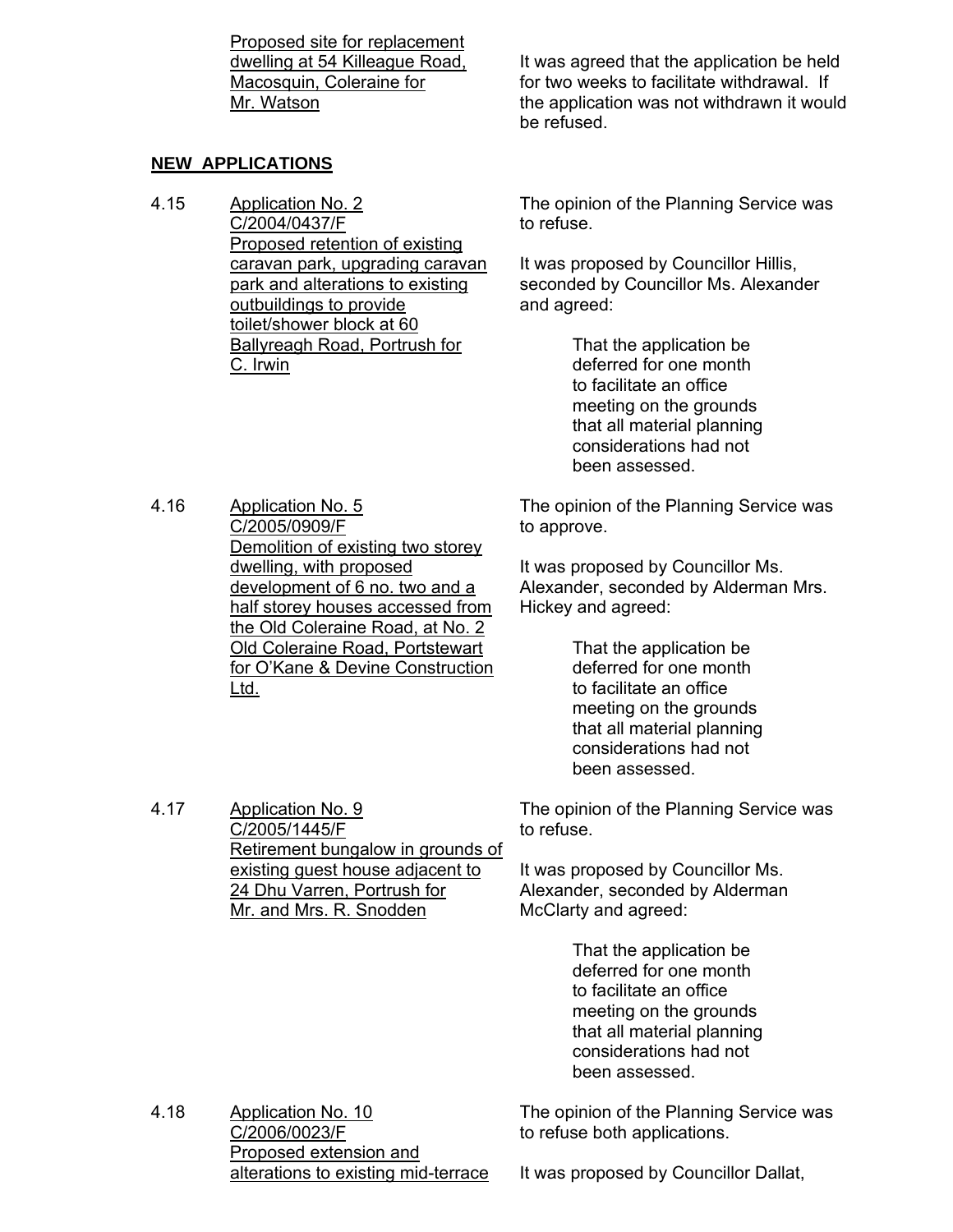| | | |
|---|---|---|
| | Proposed site for replacement dwelling at 54 Killeague Road, Macosquin, Coleraine for Mr. Watson | It was agreed that the application be held for two weeks to facilitate withdrawal. If the application was not withdrawn it would be refused. |

**NEW APPLICATIONS**

| | | |
|---|---|---|
| 4.15 | Application No. 2<br>C/2004/0437/F<br>Proposed retention of existing caravan park, upgrading caravan park and alterations to existing outbuildings to provide toilet/shower block at 60 Ballyreagh Road, Portrush for C. Irwin | The opinion of the Planning Service was to refuse.<br><br>It was proposed by Councillor Hillis, seconded by Councillor Ms. Alexander and agreed:<br><br>That the application be deferred for one month to facilitate an office meeting on the grounds that all material planning considerations had not been assessed. |
| 4.16 | Application No. 5<br>C/2005/0909/F<br>Demolition of existing two storey dwelling, with proposed development of 6 no. two and a half storey houses accessed from the Old Coleraine Road, at No. 2 Old Coleraine Road, Portstewart for O'Kane & Devine Construction Ltd. | The opinion of the Planning Service was to approve.<br><br>It was proposed by Councillor Ms. Alexander, seconded by Alderman Mrs. Hickey and agreed:<br><br>That the application be deferred for one month to facilitate an office meeting on the grounds that all material planning considerations had not been assessed. |
| 4.17 | Application No. 9<br>C/2005/1445/F<br>Retirement bungalow in grounds of existing guest house adjacent to 24 Dhu Varren, Portrush for Mr. and Mrs. R. Snodden | The opinion of the Planning Service was to refuse.<br><br>It was proposed by Councillor Ms. Alexander, seconded by Alderman McClarty and agreed:<br><br>That the application be deferred for one month to facilitate an office meeting on the grounds that all material planning considerations had not been assessed. |
| 4.18 | Application No. 10<br>C/2006/0023/F<br>Proposed extension and alterations to existing mid-terrace | The opinion of the Planning Service was to refuse both applications.<br><br>It was proposed by Councillor Dallat, |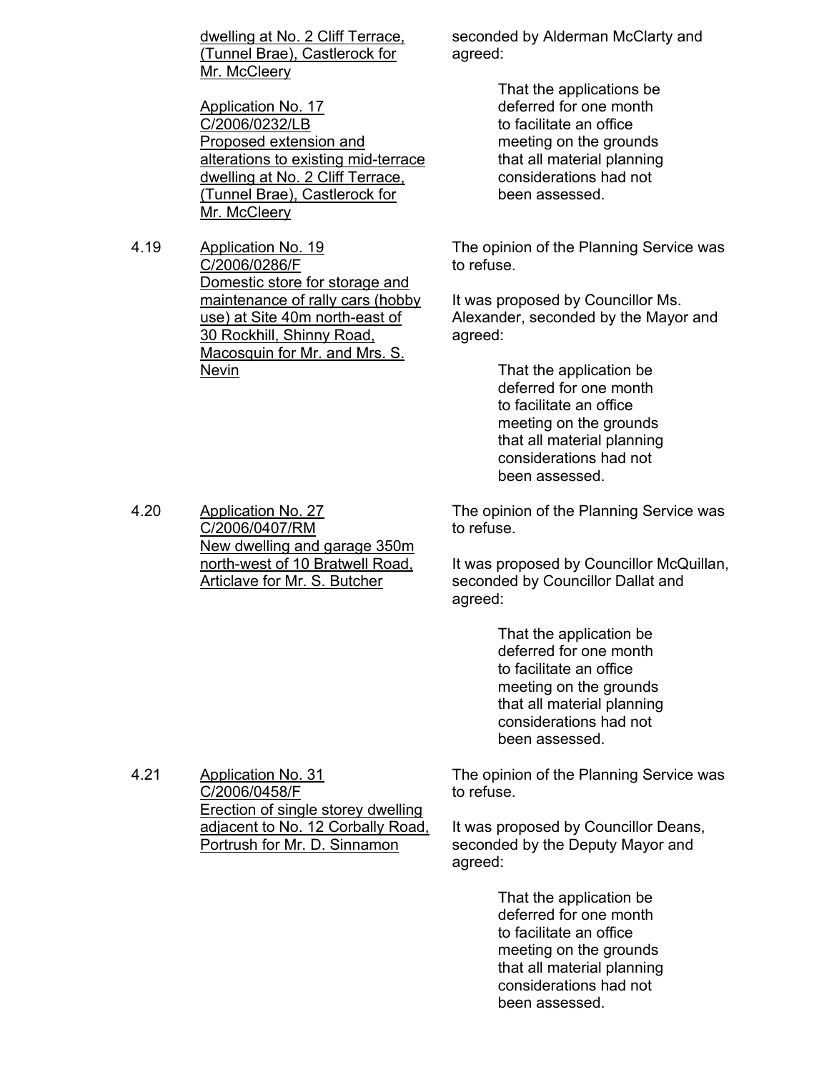<u>dwelling at No. 2 Cliff Terrace, (Tunnel Brae), Castlerock for Mr. McCleery</u>

<u>Application No. 17</u>
<u>C/2006/0232/LB</u>
<u>Proposed extension and alterations to existing mid-terrace dwelling at No. 2 Cliff Terrace, (Tunnel Brae), Castlerock for Mr. McCleery</u>

seconded by Alderman McClarty and agreed:

> That the applications be deferred for one month to facilitate an office meeting on the grounds that all material planning considerations had not been assessed.

4.19 <u>Application No. 19</u>
<u>C/2006/0286/F</u>
<u>Domestic store for storage and maintenance of rally cars (hobby use) at Site 40m north-east of 30 Rockhill, Shinny Road, Macosquin for Mr. and Mrs. S. Nevin</u>

The opinion of the Planning Service was to refuse.

It was proposed by Councillor Ms. Alexander, seconded by the Mayor and agreed:

> That the application be deferred for one month to facilitate an office meeting on the grounds that all material planning considerations had not been assessed.

4.20 <u>Application No. 27</u>
<u>C/2006/0407/RM</u>
<u>New dwelling and garage 350m north-west of 10 Bratwell Road, Articlave for Mr. S. Butcher</u>

The opinion of the Planning Service was to refuse.

It was proposed by Councillor McQuillan, seconded by Councillor Dallat and agreed:

> That the application be deferred for one month to facilitate an office meeting on the grounds that all material planning considerations had not been assessed.

4.21 <u>Application No. 31</u>
<u>C/2006/0458/F</u>
<u>Erection of single storey dwelling adjacent to No. 12 Corbally Road, Portrush for Mr. D. Sinnamon</u>

The opinion of the Planning Service was to refuse.

It was proposed by Councillor Deans, seconded by the Deputy Mayor and agreed:

> That the application be deferred for one month to facilitate an office meeting on the grounds that all material planning considerations had not been assessed.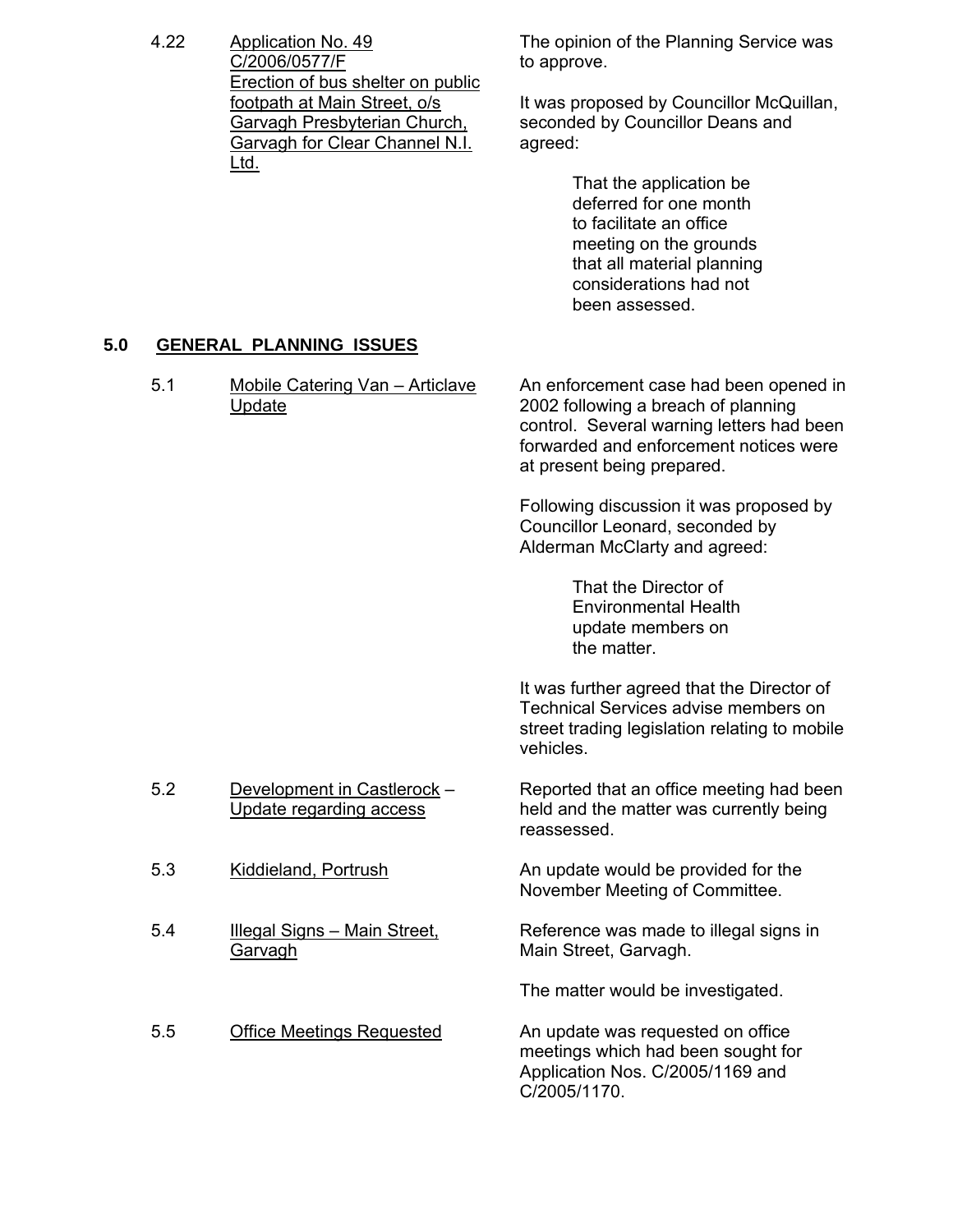4.22 <u>Application No. 49 C/2006/0577/F Erection of bus shelter on public footpath at Main Street, o/s Garvagh Presbyterian Church, Garvagh for Clear Channel N.I. Ltd.</u>

The opinion of the Planning Service was to approve.

It was proposed by Councillor McQuillan, seconded by Councillor Deans and agreed:

> That the application be deferred for one month to facilitate an office meeting on the grounds that all material planning considerations had not been assessed.

## 5.0 GENERAL PLANNING ISSUES

5.1 <u>Mobile Catering Van – Articlave Update</u>

An enforcement case had been opened in 2002 following a breach of planning control. Several warning letters had been forwarded and enforcement notices were at present being prepared.

Following discussion it was proposed by Councillor Leonard, seconded by Alderman McClarty and agreed:

> That the Director of Environmental Health update members on the matter.

It was further agreed that the Director of Technical Services advise members on street trading legislation relating to mobile vehicles.

5.2 <u>Development in Castlerock</u> – <u>Update regarding access</u>

Reported that an office meeting had been held and the matter was currently being reassessed.

5.3 <u>Kiddieland, Portrush</u>

An update would be provided for the November Meeting of Committee.

5.4 <u>Illegal Signs – Main Street, Garvagh</u>

Reference was made to illegal signs in Main Street, Garvagh.

The matter would be investigated.

5.5 <u>Office Meetings Requested</u>

An update was requested on office meetings which had been sought for Application Nos. C/2005/1169 and C/2005/1170.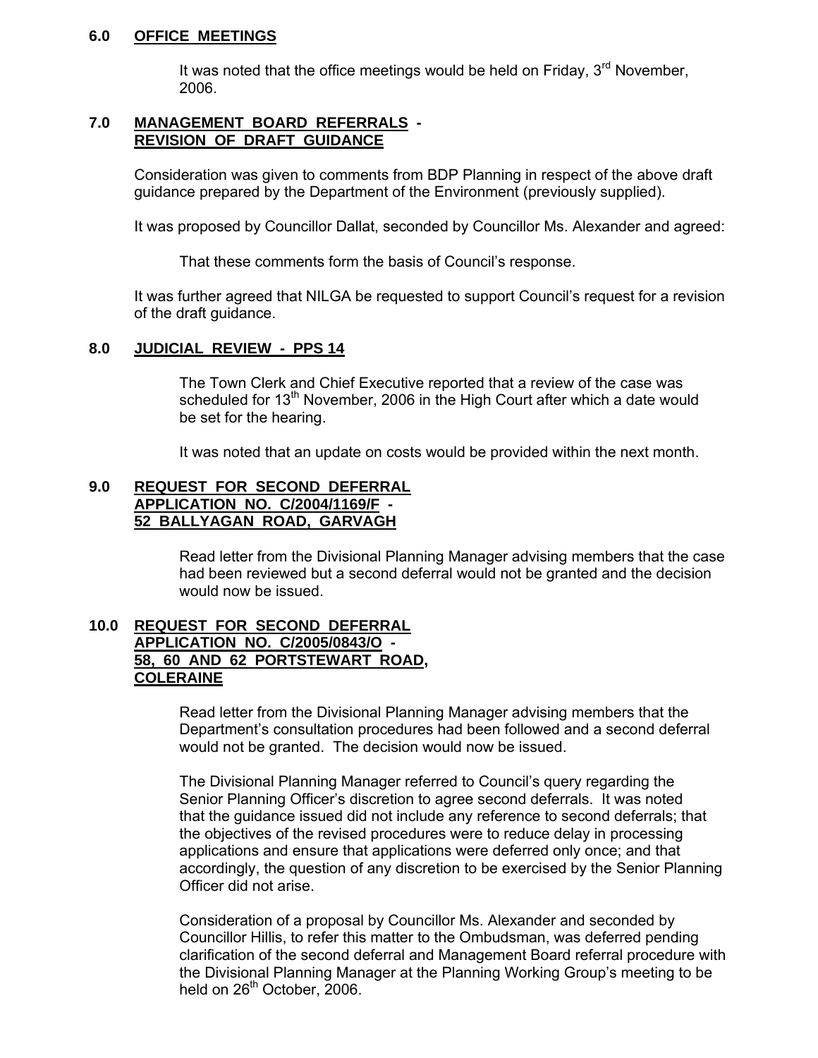### 6.0 OFFICE MEETINGS

It was noted that the office meetings would be held on Friday, 3rd November, 2006.

### 7.0 MANAGEMENT BOARD REFERRALS - REVISION OF DRAFT GUIDANCE

Consideration was given to comments from BDP Planning in respect of the above draft guidance prepared by the Department of the Environment (previously supplied).

It was proposed by Councillor Dallat, seconded by Councillor Ms. Alexander and agreed:

That these comments form the basis of Council's response.

It was further agreed that NILGA be requested to support Council's request for a revision of the draft guidance.

### 8.0 JUDICIAL REVIEW - PPS 14

The Town Clerk and Chief Executive reported that a review of the case was scheduled for 13th November, 2006 in the High Court after which a date would be set for the hearing.

It was noted that an update on costs would be provided within the next month.

### 9.0 REQUEST FOR SECOND DEFERRAL APPLICATION NO. C/2004/1169/F - 52 BALLYAGAN ROAD, GARVAGH

Read letter from the Divisional Planning Manager advising members that the case had been reviewed but a second deferral would not be granted and the decision would now be issued.

### 10.0 REQUEST FOR SECOND DEFERRAL APPLICATION NO. C/2005/0843/O - 58, 60 AND 62 PORTSTEWART ROAD, COLERAINE

Read letter from the Divisional Planning Manager advising members that the Department's consultation procedures had been followed and a second deferral would not be granted. The decision would now be issued.

The Divisional Planning Manager referred to Council's query regarding the Senior Planning Officer's discretion to agree second deferrals. It was noted that the guidance issued did not include any reference to second deferrals; that the objectives of the revised procedures were to reduce delay in processing applications and ensure that applications were deferred only once; and that accordingly, the question of any discretion to be exercised by the Senior Planning Officer did not arise.

Consideration of a proposal by Councillor Ms. Alexander and seconded by Councillor Hillis, to refer this matter to the Ombudsman, was deferred pending clarification of the second deferral and Management Board referral procedure with the Divisional Planning Manager at the Planning Working Group's meeting to be held on 26th October, 2006.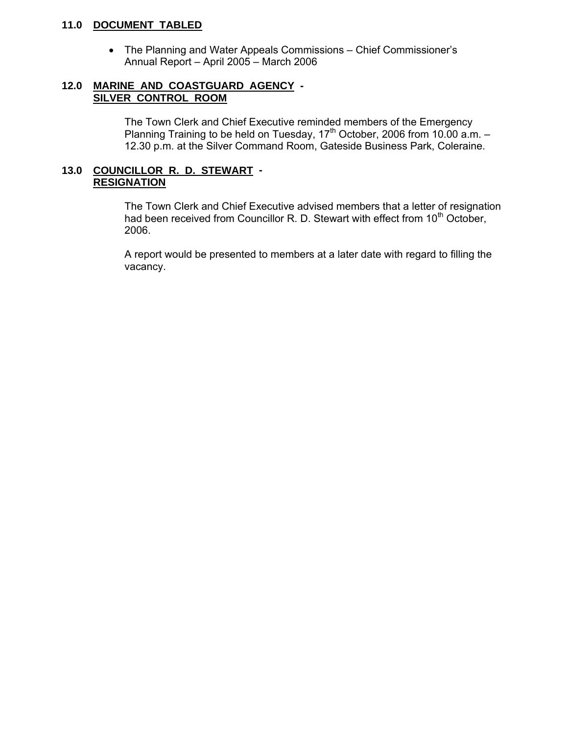## 11.0 DOCUMENT TABLED

- The Planning and Water Appeals Commissions – Chief Commissioner's Annual Report – April 2005 – March 2006

## 12.0 MARINE AND COASTGUARD AGENCY - SILVER CONTROL ROOM

The Town Clerk and Chief Executive reminded members of the Emergency Planning Training to be held on Tuesday, 17th October, 2006 from 10.00 a.m. – 12.30 p.m. at the Silver Command Room, Gateside Business Park, Coleraine.

## 13.0 COUNCILLOR R. D. STEWART - RESIGNATION

The Town Clerk and Chief Executive advised members that a letter of resignation had been received from Councillor R. D. Stewart with effect from 10th October, 2006.

A report would be presented to members at a later date with regard to filling the vacancy.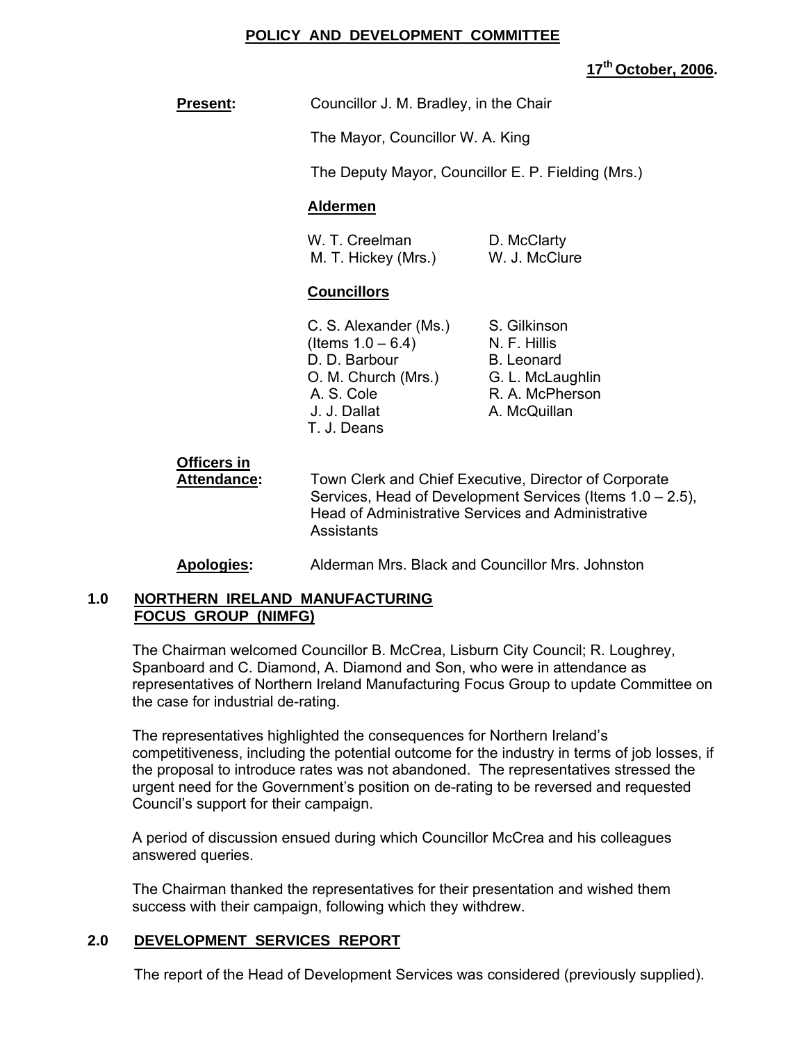# POLICY AND DEVELOPMENT COMMITTEE

**17th October, 2006.**

**Present:** Councillor J. M. Bradley, in the Chair

The Mayor, Councillor W. A. King

The Deputy Mayor, Councillor E. P. Fielding (Mrs.)

**Aldermen**

W. T. Creelman, D. McClarty, M. T. Hickey (Mrs.), W. J. McClure

**Councillors**

C. S. Alexander (Ms.) (Items 1.0 – 6.4), D. D. Barbour, O. M. Church (Mrs.), A. S. Cole, J. J. Dallat, T. J. Deans, S. Gilkinson, N. F. Hillis, B. Leonard, G. L. McLaughlin, R. A. McPherson, A. McQuillan

**Officers in Attendance:** Town Clerk and Chief Executive, Director of Corporate Services, Head of Development Services (Items 1.0 – 2.5), Head of Administrative Services and Administrative Assistants

**Apologies:** Alderman Mrs. Black and Councillor Mrs. Johnston

## 1.0 NORTHERN IRELAND MANUFACTURING FOCUS GROUP (NIMFG)

The Chairman welcomed Councillor B. McCrea, Lisburn City Council; R. Loughrey, Spanboard and C. Diamond, A. Diamond and Son, who were in attendance as representatives of Northern Ireland Manufacturing Focus Group to update Committee on the case for industrial de-rating.

The representatives highlighted the consequences for Northern Ireland's competitiveness, including the potential outcome for the industry in terms of job losses, if the proposal to introduce rates was not abandoned. The representatives stressed the urgent need for the Government's position on de-rating to be reversed and requested Council's support for their campaign.

A period of discussion ensued during which Councillor McCrea and his colleagues answered queries.

The Chairman thanked the representatives for their presentation and wished them success with their campaign, following which they withdrew.

## 2.0 DEVELOPMENT SERVICES REPORT

The report of the Head of Development Services was considered (previously supplied).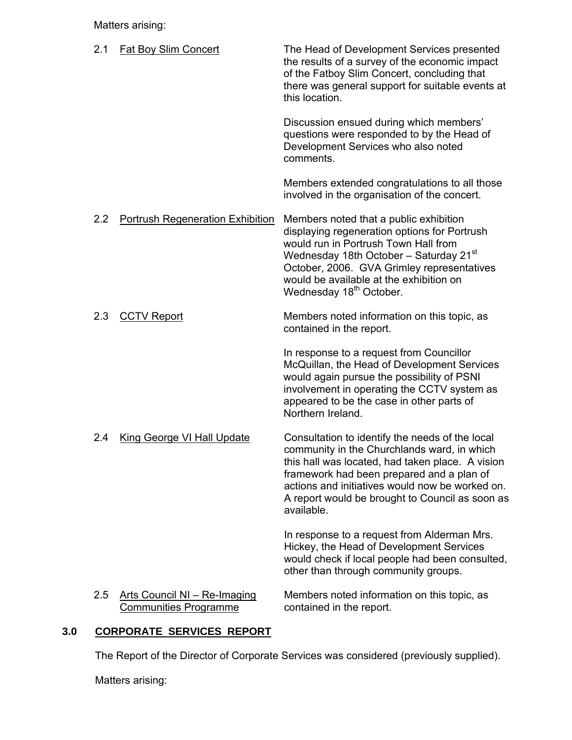Matters arising:

2.1 Fat Boy Slim Concert

The Head of Development Services presented the results of a survey of the economic impact of the Fatboy Slim Concert, concluding that there was general support for suitable events at this location.

Discussion ensued during which members' questions were responded to by the Head of Development Services who also noted comments.

Members extended congratulations to all those involved in the organisation of the concert.

2.2 Portrush Regeneration Exhibition

Members noted that a public exhibition displaying regeneration options for Portrush would run in Portrush Town Hall from Wednesday 18th October – Saturday 21st October, 2006. GVA Grimley representatives would be available at the exhibition on Wednesday 18th October.

2.3 CCTV Report

Members noted information on this topic, as contained in the report.

In response to a request from Councillor McQuillan, the Head of Development Services would again pursue the possibility of PSNI involvement in operating the CCTV system as appeared to be the case in other parts of Northern Ireland.

2.4 King George VI Hall Update

Consultation to identify the needs of the local community in the Churchlands ward, in which this hall was located, had taken place. A vision framework had been prepared and a plan of actions and initiatives would now be worked on. A report would be brought to Council as soon as available.

In response to a request from Alderman Mrs. Hickey, the Head of Development Services would check if local people had been consulted, other than through community groups.

2.5 Arts Council NI – Re-Imaging Communities Programme

Members noted information on this topic, as contained in the report.

## 3.0 CORPORATE SERVICES REPORT

The Report of the Director of Corporate Services was considered (previously supplied).

Matters arising: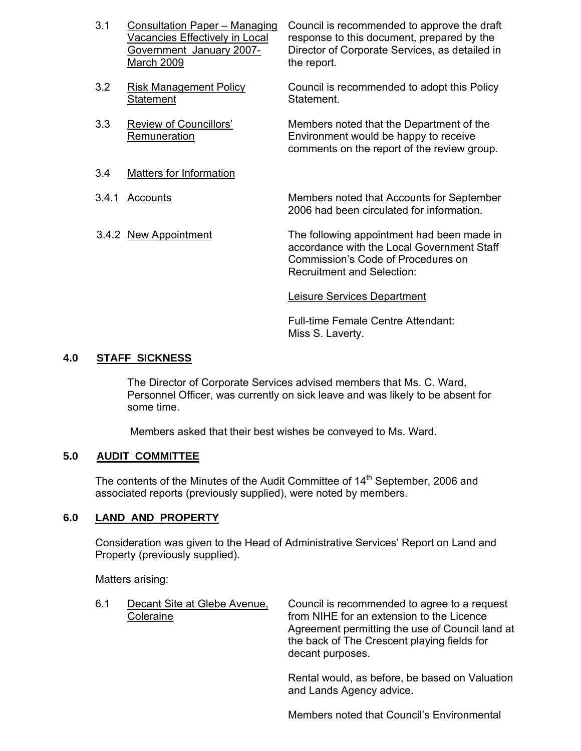| | | |
|---|---|---|
| 3.1 | Consultation Paper – Managing Vacancies Effectively in Local Government January 2007-March 2009 | Council is recommended to approve the draft response to this document, prepared by the Director of Corporate Services, as detailed in the report. |
| 3.2 | Risk Management Policy Statement | Council is recommended to adopt this Policy Statement. |
| 3.3 | Review of Councillors' Remuneration | Members noted that the Department of the Environment would be happy to receive comments on the report of the review group. |
| 3.4 | Matters for Information | |
| 3.4.1 | Accounts | Members noted that Accounts for September 2006 had been circulated for information. |
| 3.4.2 | New Appointment | The following appointment had been made in accordance with the Local Government Staff Commission's Code of Procedures on Recruitment and Selection:<br><br>Leisure Services Department<br><br>Full-time Female Centre Attendant: Miss S. Laverty. |

## 4.0 STAFF SICKNESS

The Director of Corporate Services advised members that Ms. C. Ward, Personnel Officer, was currently on sick leave and was likely to be absent for some time.

Members asked that their best wishes be conveyed to Ms. Ward.

## 5.0 AUDIT COMMITTEE

The contents of the Minutes of the Audit Committee of 14th September, 2006 and associated reports (previously supplied), were noted by members.

## 6.0 LAND AND PROPERTY

Consideration was given to the Head of Administrative Services' Report on Land and Property (previously supplied).

Matters arising:

| | | |
|---|---|---|
| 6.1 | Decant Site at Glebe Avenue, Coleraine | Council is recommended to agree to a request from NIHE for an extension to the Licence Agreement permitting the use of Council land at the back of The Crescent playing fields for decant purposes.<br><br>Rental would, as before, be based on Valuation and Lands Agency advice.<br><br>Members noted that Council's Environmental |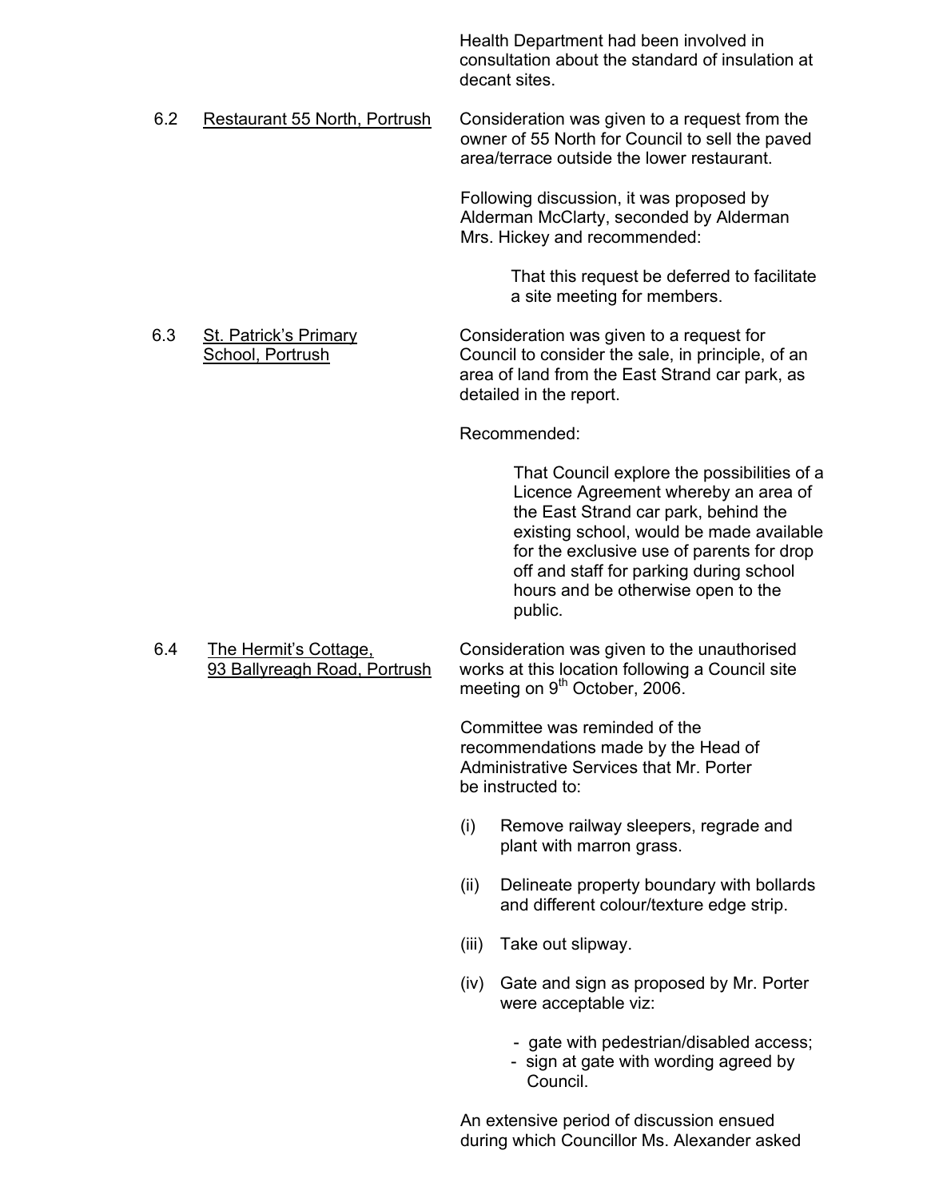Health Department had been involved in consultation about the standard of insulation at decant sites.

**6.2 Restaurant 55 North, Portrush**

Consideration was given to a request from the owner of 55 North for Council to sell the paved area/terrace outside the lower restaurant.

Following discussion, it was proposed by Alderman McClarty, seconded by Alderman Mrs. Hickey and recommended:

> That this request be deferred to facilitate a site meeting for members.

**6.3 St. Patrick's Primary School, Portrush**

Consideration was given to a request for Council to consider the sale, in principle, of an area of land from the East Strand car park, as detailed in the report.

Recommended:

> That Council explore the possibilities of a Licence Agreement whereby an area of the East Strand car park, behind the existing school, would be made available for the exclusive use of parents for drop off and staff for parking during school hours and be otherwise open to the public.

**6.4 The Hermit's Cottage, 93 Ballyreagh Road, Portrush**

Consideration was given to the unauthorised works at this location following a Council site meeting on 9th October, 2006.

Committee was reminded of the recommendations made by the Head of Administrative Services that Mr. Porter be instructed to:

(i) Remove railway sleepers, regrade and plant with marron grass.

(ii) Delineate property boundary with bollards and different colour/texture edge strip.

(iii) Take out slipway.

(iv) Gate and sign as proposed by Mr. Porter were acceptable viz:

- gate with pedestrian/disabled access;
- sign at gate with wording agreed by Council.

An extensive period of discussion ensued during which Councillor Ms. Alexander asked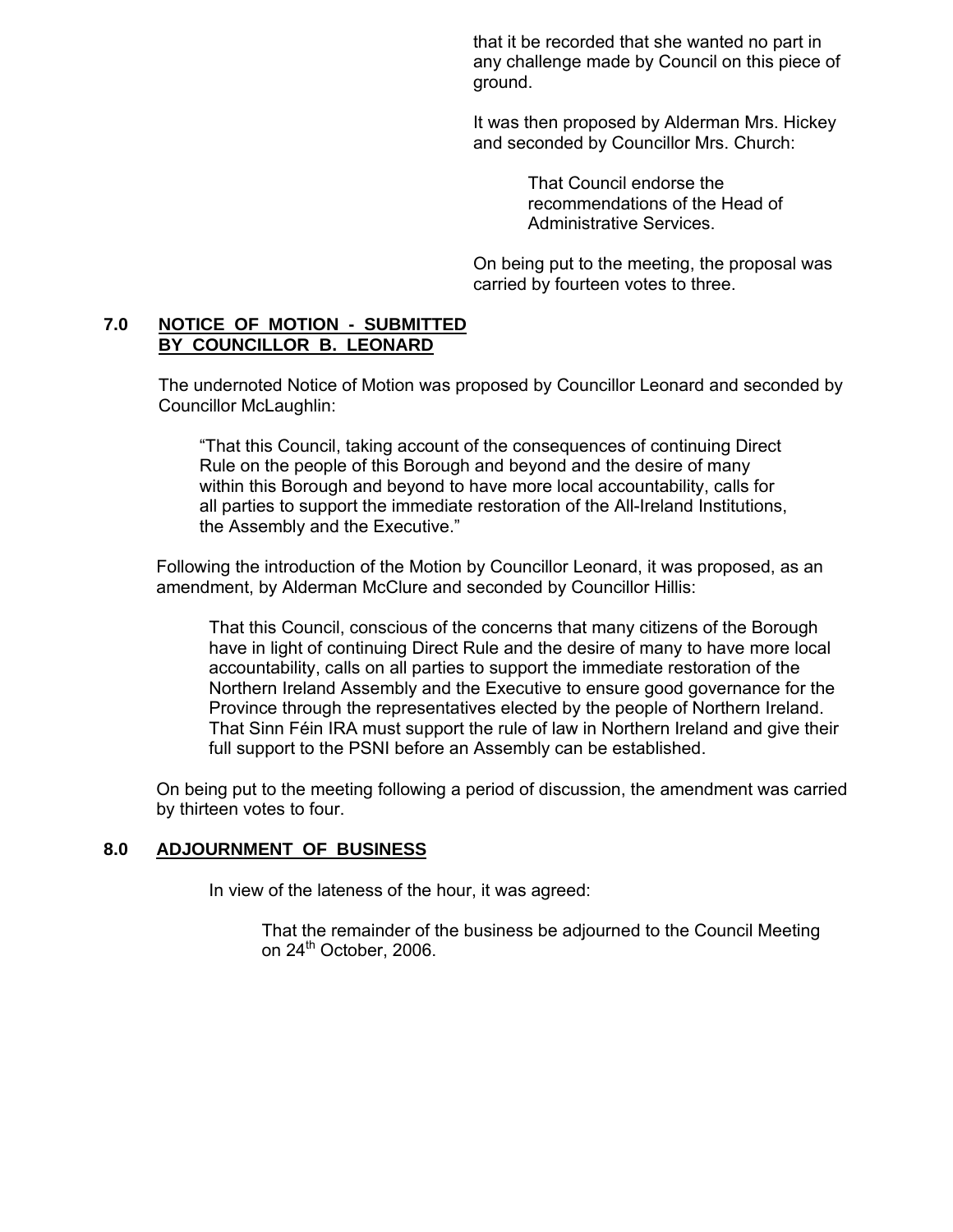that it be recorded that she wanted no part in any challenge made by Council on this piece of ground.

It was then proposed by Alderman Mrs. Hickey and seconded by Councillor Mrs. Church:

> That Council endorse the recommendations of the Head of Administrative Services.

On being put to the meeting, the proposal was carried by fourteen votes to three.

## 7.0 NOTICE OF MOTION - SUBMITTED BY COUNCILLOR B. LEONARD

The undernoted Notice of Motion was proposed by Councillor Leonard and seconded by Councillor McLaughlin:

> "That this Council, taking account of the consequences of continuing Direct Rule on the people of this Borough and beyond and the desire of many within this Borough and beyond to have more local accountability, calls for all parties to support the immediate restoration of the All-Ireland Institutions, the Assembly and the Executive."

Following the introduction of the Motion by Councillor Leonard, it was proposed, as an amendment, by Alderman McClure and seconded by Councillor Hillis:

> That this Council, conscious of the concerns that many citizens of the Borough have in light of continuing Direct Rule and the desire of many to have more local accountability, calls on all parties to support the immediate restoration of the Northern Ireland Assembly and the Executive to ensure good governance for the Province through the representatives elected by the people of Northern Ireland. That Sinn Féin IRA must support the rule of law in Northern Ireland and give their full support to the PSNI before an Assembly can be established.

On being put to the meeting following a period of discussion, the amendment was carried by thirteen votes to four.

## 8.0 ADJOURNMENT OF BUSINESS

In view of the lateness of the hour, it was agreed:

> That the remainder of the business be adjourned to the Council Meeting on 24th October, 2006.